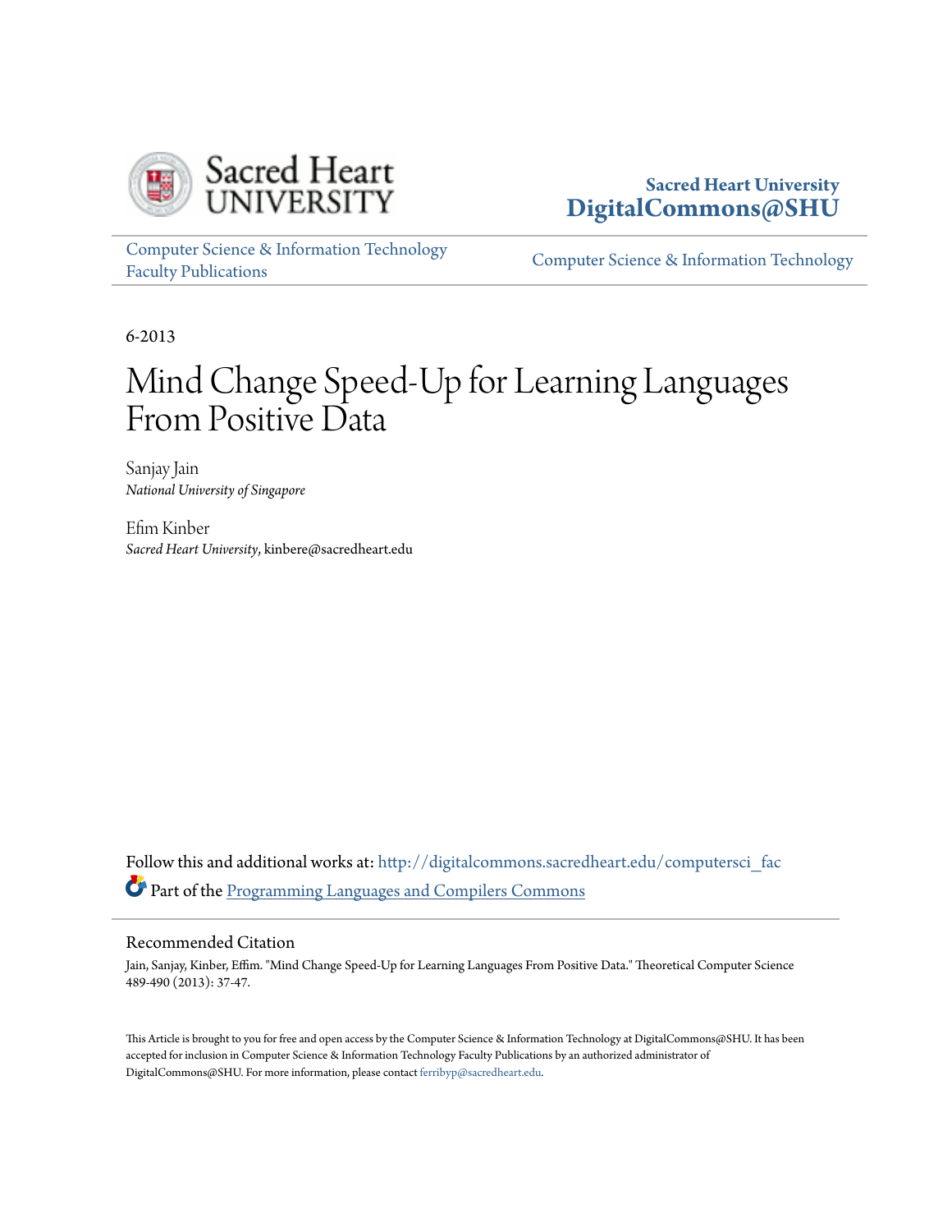Sacred Heart University
DigitalCommons@SHU

Computer Science & Information Technology Faculty Publications

Computer Science & Information Technology

6-2013

# Mind Change Speed-Up for Learning Languages From Positive Data

Sanjay Jain
*National University of Singapore*

Efim Kinber
*Sacred Heart University*, kinbere@sacredheart.edu

Follow this and additional works at: http://digitalcommons.sacredheart.edu/computersci_fac

Part of the Programming Languages and Compilers Commons

## Recommended Citation

Jain, Sanjay, Kinber, Efim. "Mind Change Speed-Up for Learning Languages From Positive Data." Theoretical Computer Science 489-490 (2013): 37-47.

This Article is brought to you for free and open access by the Computer Science & Information Technology at DigitalCommons@SHU. It has been accepted for inclusion in Computer Science & Information Technology Faculty Publications by an authorized administrator of DigitalCommons@SHU. For more information, please contact ferribyp@sacredheart.edu.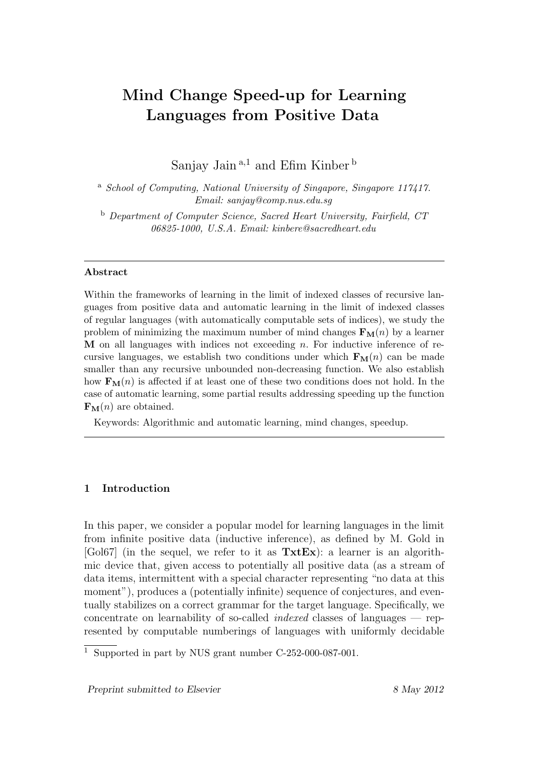# Mind Change Speed-up for Learning Languages from Positive Data

Sanjay Jain [a,1] and Efim Kinber [b]

[a] *School of Computing, National University of Singapore, Singapore 117417. Email: sanjay@comp.nus.edu.sg*

[b] *Department of Computer Science, Sacred Heart University, Fairfield, CT 06825-1000, U.S.A. Email: kinbere@sacredheart.edu*

---

**Abstract**

Within the frameworks of learning in the limit of indexed classes of recursive languages from positive data and automatic learning in the limit of indexed classes of regular languages (with automatically computable sets of indices), we study the problem of minimizing the maximum number of mind changes $\mathbf{F_M}(n)$ by a learner $\mathbf{M}$ on all languages with indices not exceeding $n$. For inductive inference of recursive languages, we establish two conditions under which $\mathbf{F_M}(n)$ can be made smaller than any recursive unbounded non-decreasing function. We also establish how $\mathbf{F_M}(n)$ is affected if at least one of these two conditions does not hold. In the case of automatic learning, some partial results addressing speeding up the function $\mathbf{F_M}(n)$ are obtained.

Keywords: Algorithmic and automatic learning, mind changes, speedup.

---

## 1 Introduction

In this paper, we consider a popular model for learning languages in the limit from infinite positive data (inductive inference), as defined by M. Gold in [Gol67] (in the sequel, we refer to it as **TxtEx**): a learner is an algorithmic device that, given access to potentially all positive data (as a stream of data items, intermittent with a special character representing "no data at this moment"), produces a (potentially infinite) sequence of conjectures, and eventually stabilizes on a correct grammar for the target language. Specifically, we concentrate on learnability of so-called *indexed* classes of languages — represented by computable numberings of languages with uniformly decidable

[1] Supported in part by NUS grant number C-252-000-087-001.

*Preprint submitted to Elsevier* 8 May 2012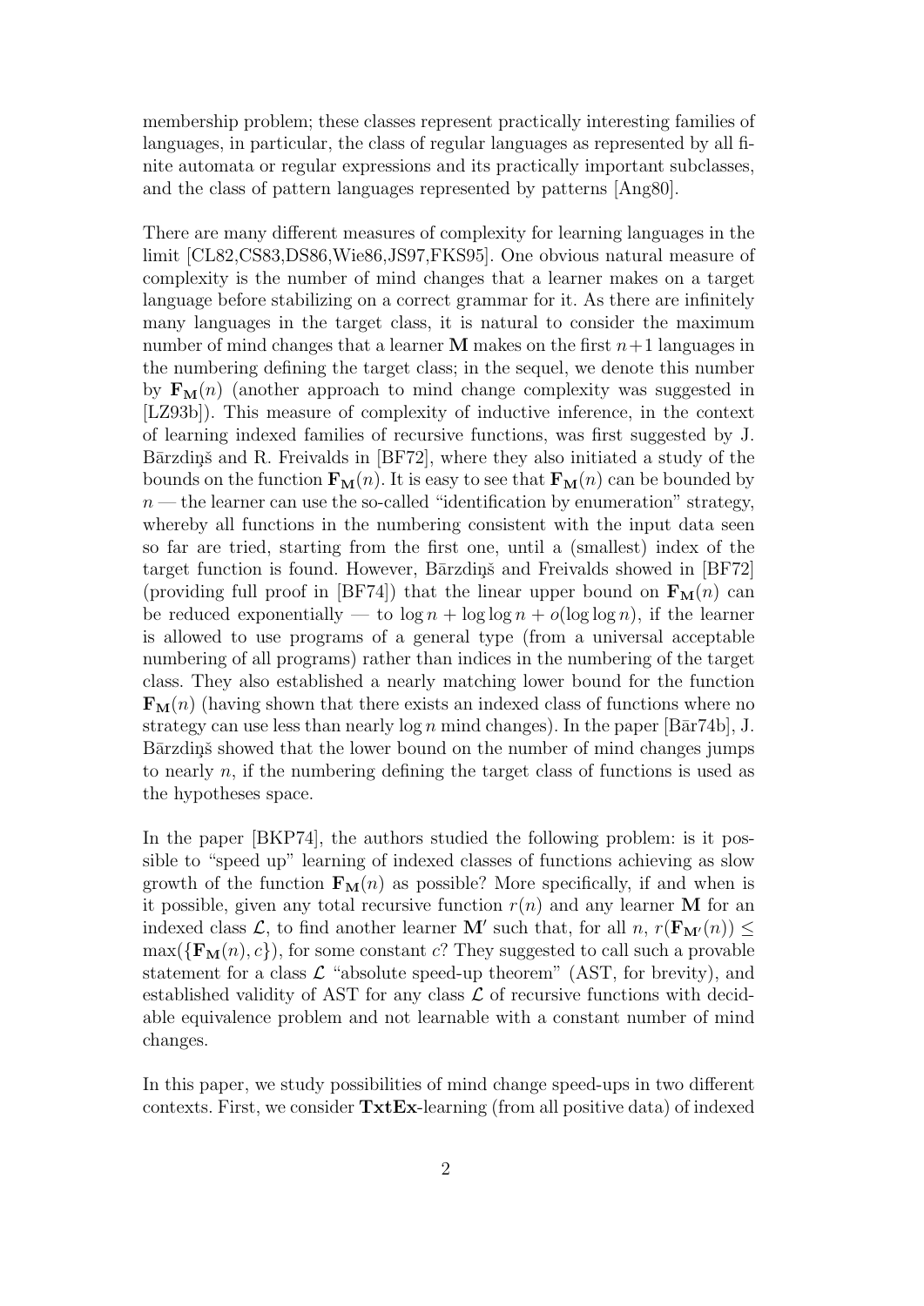membership problem; these classes represent practically interesting families of languages, in particular, the class of regular languages as represented by all finite automata or regular expressions and its practically important subclasses, and the class of pattern languages represented by patterns [Ang80].

There are many different measures of complexity for learning languages in the limit [CL82,CS83,DS86,Wie86,JS97,FKS95]. One obvious natural measure of complexity is the number of mind changes that a learner makes on a target language before stabilizing on a correct grammar for it. As there are infinitely many languages in the target class, it is natural to consider the maximum number of mind changes that a learner $\mathbf{M}$ makes on the first $n+1$ languages in the numbering defining the target class; in the sequel, we denote this number by $\mathbf{F_M}(n)$ (another approach to mind change complexity was suggested in [LZ93b]). This measure of complexity of inductive inference, in the context of learning indexed families of recursive functions, was first suggested by J. Bārzdiņš and R. Freivalds in [BF72], where they also initiated a study of the bounds on the function $\mathbf{F_M}(n)$. It is easy to see that $\mathbf{F_M}(n)$ can be bounded by $n$ — the learner can use the so-called "identification by enumeration" strategy, whereby all functions in the numbering consistent with the input data seen so far are tried, starting from the first one, until a (smallest) index of the target function is found. However, Bārzdiņš and Freivalds showed in [BF72] (providing full proof in [BF74]) that the linear upper bound on $\mathbf{F_M}(n)$ can be reduced exponentially — to $\log n + \log\log n + o(\log\log n)$, if the learner is allowed to use programs of a general type (from a universal acceptable numbering of all programs) rather than indices in the numbering of the target class. They also established a nearly matching lower bound for the function $\mathbf{F_M}(n)$ (having shown that there exists an indexed class of functions where no strategy can use less than nearly $\log n$ mind changes). In the paper [Bār74b], J. Bārzdiņš showed that the lower bound on the number of mind changes jumps to nearly $n$, if the numbering defining the target class of functions is used as the hypotheses space.

In the paper [BKP74], the authors studied the following problem: is it possible to "speed up" learning of indexed classes of functions achieving as slow growth of the function $\mathbf{F_M}(n)$ as possible? More specifically, if and when is it possible, given any total recursive function $r(n)$ and any learner $\mathbf{M}$ for an indexed class $\mathcal{L}$, to find another learner $\mathbf{M}'$ such that, for all $n$, $r(\mathbf{F_{M'}}(n)) \leq \max(\{\mathbf{F_M}(n), c\})$, for some constant $c$? They suggested to call such a provable statement for a class $\mathcal{L}$ "absolute speed-up theorem" (AST, for brevity), and established validity of AST for any class $\mathcal{L}$ of recursive functions with decidable equivalence problem and not learnable with a constant number of mind changes.

In this paper, we study possibilities of mind change speed-ups in two different contexts. First, we consider **TxtEx**-learning (from all positive data) of indexed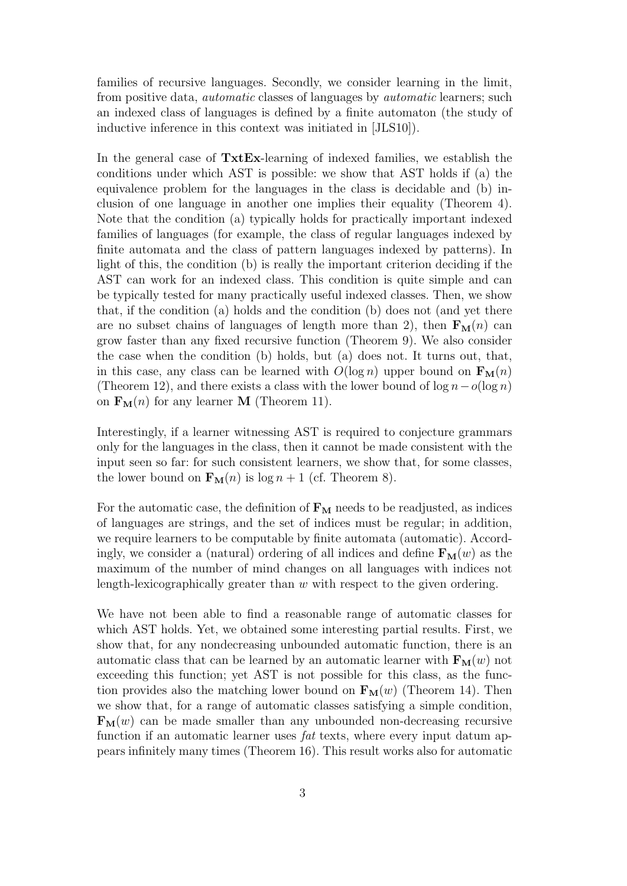families of recursive languages. Secondly, we consider learning in the limit, from positive data, *automatic* classes of languages by *automatic* learners; such an indexed class of languages is defined by a finite automaton (the study of inductive inference in this context was initiated in [JLS10]).

In the general case of **TxtEx**-learning of indexed families, we establish the conditions under which AST is possible: we show that AST holds if (a) the equivalence problem for the languages in the class is decidable and (b) inclusion of one language in another one implies their equality (Theorem 4). Note that the condition (a) typically holds for practically important indexed families of languages (for example, the class of regular languages indexed by finite automata and the class of pattern languages indexed by patterns). In light of this, the condition (b) is really the important criterion deciding if the AST can work for an indexed class. This condition is quite simple and can be typically tested for many practically useful indexed classes. Then, we show that, if the condition (a) holds and the condition (b) does not (and yet there are no subset chains of languages of length more than 2), then $\mathbf{F_M}(n)$ can grow faster than any fixed recursive function (Theorem 9). We also consider the case when the condition (b) holds, but (a) does not. It turns out, that, in this case, any class can be learned with $O(\log n)$ upper bound on $\mathbf{F_M}(n)$ (Theorem 12), and there exists a class with the lower bound of $\log n - o(\log n)$ on $\mathbf{F_M}(n)$ for any learner $\mathbf{M}$ (Theorem 11).

Interestingly, if a learner witnessing AST is required to conjecture grammars only for the languages in the class, then it cannot be made consistent with the input seen so far: for such consistent learners, we show that, for some classes, the lower bound on $\mathbf{F_M}(n)$ is $\log n + 1$ (cf. Theorem 8).

For the automatic case, the definition of $\mathbf{F_M}$ needs to be readjusted, as indices of languages are strings, and the set of indices must be regular; in addition, we require learners to be computable by finite automata (automatic). Accordingly, we consider a (natural) ordering of all indices and define $\mathbf{F_M}(w)$ as the maximum of the number of mind changes on all languages with indices not length-lexicographically greater than $w$ with respect to the given ordering.

We have not been able to find a reasonable range of automatic classes for which AST holds. Yet, we obtained some interesting partial results. First, we show that, for any nondecreasing unbounded automatic function, there is an automatic class that can be learned by an automatic learner with $\mathbf{F_M}(w)$ not exceeding this function; yet AST is not possible for this class, as the function provides also the matching lower bound on $\mathbf{F_M}(w)$ (Theorem 14). Then we show that, for a range of automatic classes satisfying a simple condition, $\mathbf{F_M}(w)$ can be made smaller than any unbounded non-decreasing recursive function if an automatic learner uses *fat* texts, where every input datum appears infinitely many times (Theorem 16). This result works also for automatic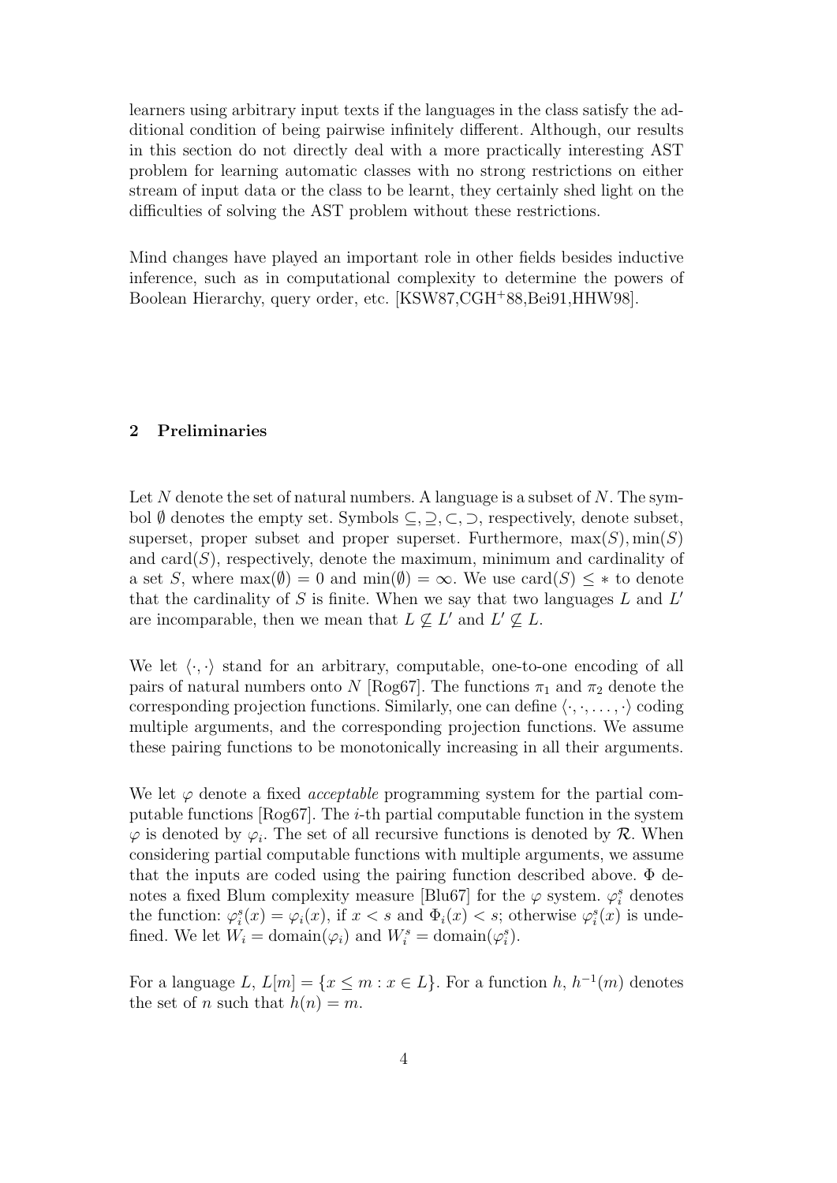learners using arbitrary input texts if the languages in the class satisfy the additional condition of being pairwise infinitely different. Although, our results in this section do not directly deal with a more practically interesting AST problem for learning automatic classes with no strong restrictions on either stream of input data or the class to be learnt, they certainly shed light on the difficulties of solving the AST problem without these restrictions.

Mind changes have played an important role in other fields besides inductive inference, such as in computational complexity to determine the powers of Boolean Hierarchy, query order, etc. [KSW87,CGH+88,Bei91,HHW98].

## 2 Preliminaries

Let $N$ denote the set of natural numbers. A language is a subset of $N$. The symbol $\emptyset$ denotes the empty set. Symbols $\subseteq, \supseteq, \subset, \supset$, respectively, denote subset, superset, proper subset and proper superset. Furthermore, $\max(S), \min(S)$ and $\text{card}(S)$, respectively, denote the maximum, minimum and cardinality of a set $S$, where $\max(\emptyset) = 0$ and $\min(\emptyset) = \infty$. We use $\text{card}(S) \leq *$ to denote that the cardinality of $S$ is finite. When we say that two languages $L$ and $L'$ are incomparable, then we mean that $L \not\subseteq L'$ and $L' \not\subseteq L$.

We let $\langle \cdot, \cdot \rangle$ stand for an arbitrary, computable, one-to-one encoding of all pairs of natural numbers onto $N$ [Rog67]. The functions $\pi_1$ and $\pi_2$ denote the corresponding projection functions. Similarly, one can define $\langle \cdot, \cdot, \ldots, \cdot \rangle$ coding multiple arguments, and the corresponding projection functions. We assume these pairing functions to be monotonically increasing in all their arguments.

We let $\varphi$ denote a fixed *acceptable* programming system for the partial computable functions [Rog67]. The $i$-th partial computable function in the system $\varphi$ is denoted by $\varphi_i$. The set of all recursive functions is denoted by $\mathcal{R}$. When considering partial computable functions with multiple arguments, we assume that the inputs are coded using the pairing function described above. $\Phi$ denotes a fixed Blum complexity measure [Blu67] for the $\varphi$ system. $\varphi_i^s$ denotes the function: $\varphi_i^s(x) = \varphi_i(x)$, if $x < s$ and $\Phi_i(x) < s$; otherwise $\varphi_i^s(x)$ is undefined. We let $W_i = \text{domain}(\varphi_i)$ and $W_i^s = \text{domain}(\varphi_i^s)$.

For a language $L$, $L[m] = \{x \leq m : x \in L\}$. For a function $h$, $h^{-1}(m)$ denotes the set of $n$ such that $h(n) = m$.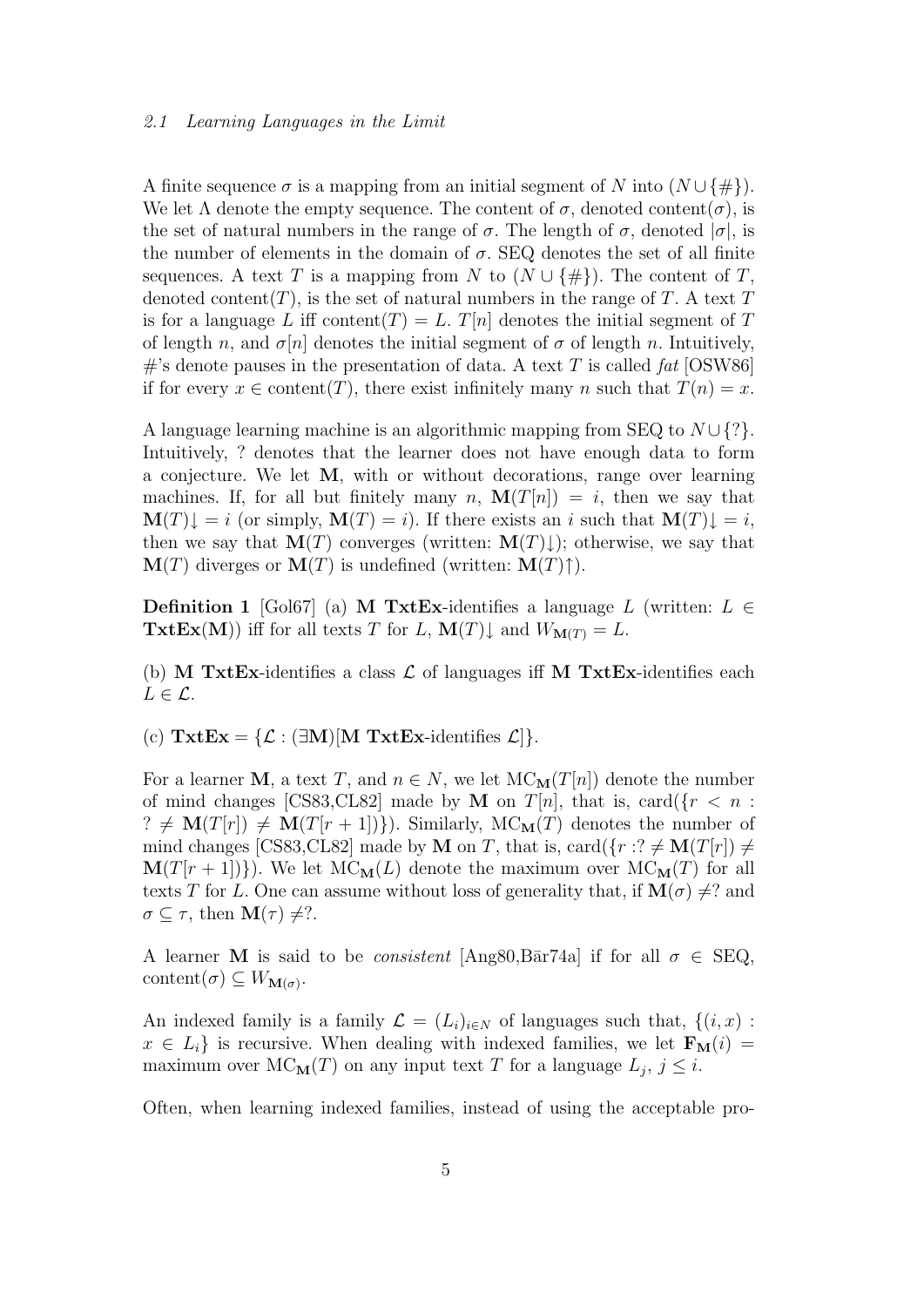A finite sequence $\sigma$ is a mapping from an initial segment of $N$ into $(N \cup \{\#\})$. We let $\Lambda$ denote the empty sequence. The content of $\sigma$, denoted content($\sigma$), is the set of natural numbers in the range of $\sigma$. The length of $\sigma$, denoted $|\sigma|$, is the number of elements in the domain of $\sigma$. SEQ denotes the set of all finite sequences. A text $T$ is a mapping from $N$ to $(N \cup \{\#\})$. The content of $T$, denoted content($T$), is the set of natural numbers in the range of $T$. A text $T$ is for a language $L$ iff content($T$) = $L$. $T[n]$ denotes the initial segment of $T$ of length $n$, and $\sigma[n]$ denotes the initial segment of $\sigma$ of length $n$. Intuitively, #'s denote pauses in the presentation of data. A text $T$ is called *fat* [OSW86] if for every $x \in \text{content}(T)$, there exist infinitely many $n$ such that $T(n) = x$.

A language learning machine is an algorithmic mapping from SEQ to $N \cup \{?\}$. Intuitively, ? denotes that the learner does not have enough data to form a conjecture. We let $\mathbf{M}$, with or without decorations, range over learning machines. If, for all but finitely many $n$, $\mathbf{M}(T[n]) = i$, then we say that $\mathbf{M}(T)\downarrow = i$ (or simply, $\mathbf{M}(T) = i$). If there exists an $i$ such that $\mathbf{M}(T)\downarrow = i$, then we say that $\mathbf{M}(T)$ converges (written: $\mathbf{M}(T)\downarrow$); otherwise, we say that $\mathbf{M}(T)$ diverges or $\mathbf{M}(T)$ is undefined (written: $\mathbf{M}(T)\uparrow$).

**Definition 1** [Gol67] (a) $\mathbf{M}$ **TxtEx**-identifies a language $L$ (written: $L \in \mathbf{TxtEx}(\mathbf{M})$) iff for all texts $T$ for $L$, $\mathbf{M}(T)\downarrow$ and $W_{\mathbf{M}(T)} = L$.

(b) $\mathbf{M}$ **TxtEx**-identifies a class $\mathcal{L}$ of languages iff $\mathbf{M}$ **TxtEx**-identifies each $L \in \mathcal{L}$.

(c) $\mathbf{TxtEx} = \{\mathcal{L} : (\exists \mathbf{M})[\mathbf{M}\ \mathbf{TxtEx}\text{-identifies}\ \mathcal{L}]\}$.

For a learner $\mathbf{M}$, a text $T$, and $n \in N$, we let $\text{MC}_{\mathbf{M}}(T[n])$ denote the number of mind changes [CS83,CL82] made by $\mathbf{M}$ on $T[n]$, that is, $\text{card}(\{r < n : ? \neq \mathbf{M}(T[r]) \neq \mathbf{M}(T[r+1])\})$. Similarly, $\text{MC}_{\mathbf{M}}(T)$ denotes the number of mind changes [CS83,CL82] made by $\mathbf{M}$ on $T$, that is, $\text{card}(\{r : ? \neq \mathbf{M}(T[r]) \neq \mathbf{M}(T[r+1])\})$. We let $\text{MC}_{\mathbf{M}}(L)$ denote the maximum over $\text{MC}_{\mathbf{M}}(T)$ for all texts $T$ for $L$. One can assume without loss of generality that, if $\mathbf{M}(\sigma) \neq ?$ and $\sigma \subseteq \tau$, then $\mathbf{M}(\tau) \neq ?$.

A learner $\mathbf{M}$ is said to be *consistent* [Ang80,Bār74a] if for all $\sigma \in \text{SEQ}$, $\text{content}(\sigma) \subseteq W_{\mathbf{M}(\sigma)}$.

An indexed family is a family $\mathcal{L} = (L_i)_{i \in N}$ of languages such that, $\{(i, x) : x \in L_i\}$ is recursive. When dealing with indexed families, we let $\mathbf{F}_{\mathbf{M}}(i)$ = maximum over $\text{MC}_{\mathbf{M}}(T)$ on any input text $T$ for a language $L_j$, $j \leq i$.

Often, when learning indexed families, instead of using the acceptable pro-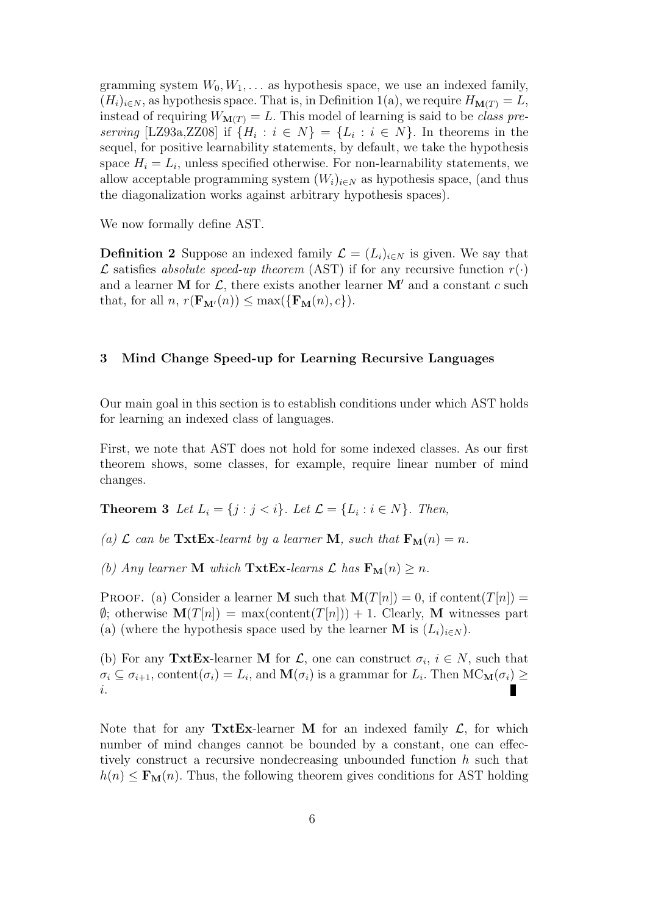gramming system $W_0, W_1, \ldots$ as hypothesis space, we use an indexed family, $(H_i)_{i \in N}$, as hypothesis space. That is, in Definition 1(a), we require $H_{\mathbf{M}(T)} = L$, instead of requiring $W_{\mathbf{M}(T)} = L$. This model of learning is said to be *class preserving* [LZ93a,ZZ08] if $\{H_i : i \in N\} = \{L_i : i \in N\}$. In theorems in the sequel, for positive learnability statements, by default, we take the hypothesis space $H_i = L_i$, unless specified otherwise. For non-learnability statements, we allow acceptable programming system $(W_i)_{i \in N}$ as hypothesis space, (and thus the diagonalization works against arbitrary hypothesis spaces).

We now formally define AST.

**Definition 2** Suppose an indexed family $\mathcal{L} = (L_i)_{i \in N}$ is given. We say that $\mathcal{L}$ satisfies *absolute speed-up theorem* (AST) if for any recursive function $r(\cdot)$ and a learner $\mathbf{M}$ for $\mathcal{L}$, there exists another learner $\mathbf{M}'$ and a constant $c$ such that, for all $n$, $r(\mathbf{F}_{\mathbf{M}'}(n)) \leq \max(\{\mathbf{F}_{\mathbf{M}}(n), c\})$.

## 3 Mind Change Speed-up for Learning Recursive Languages

Our main goal in this section is to establish conditions under which AST holds for learning an indexed class of languages.

First, we note that AST does not hold for some indexed classes. As our first theorem shows, some classes, for example, require linear number of mind changes.

**Theorem 3** *Let $L_i = \{j : j < i\}$. Let $\mathcal{L} = \{L_i : i \in N\}$. Then,*

*(a) $\mathcal{L}$ can be* **TxtEx***-learnt by a learner* $\mathbf{M}$*, such that $\mathbf{F}_{\mathbf{M}}(n) = n$.*

*(b) Any learner* $\mathbf{M}$ *which* **TxtEx***-learns $\mathcal{L}$ has $\mathbf{F}_{\mathbf{M}}(n) \geq n$.*

Proof. (a) Consider a learner $\mathbf{M}$ such that $\mathbf{M}(T[n]) = 0$, if $\text{content}(T[n]) = \emptyset$; otherwise $\mathbf{M}(T[n]) = \max(\text{content}(T[n])) + 1$. Clearly, $\mathbf{M}$ witnesses part (a) (where the hypothesis space used by the learner $\mathbf{M}$ is $(L_i)_{i \in N}$).

(b) For any **TxtEx**-learner $\mathbf{M}$ for $\mathcal{L}$, one can construct $\sigma_i$, $i \in N$, such that $\sigma_i \subseteq \sigma_{i+1}$, $\text{content}(\sigma_i) = L_i$, and $\mathbf{M}(\sigma_i)$ is a grammar for $L_i$. Then $\text{MC}_{\mathbf{M}}(\sigma_i) \geq i$. ■

Note that for any **TxtEx**-learner $\mathbf{M}$ for an indexed family $\mathcal{L}$, for which number of mind changes cannot be bounded by a constant, one can effectively construct a recursive nondecreasing unbounded function $h$ such that $h(n) \leq \mathbf{F}_{\mathbf{M}}(n)$. Thus, the following theorem gives conditions for AST holding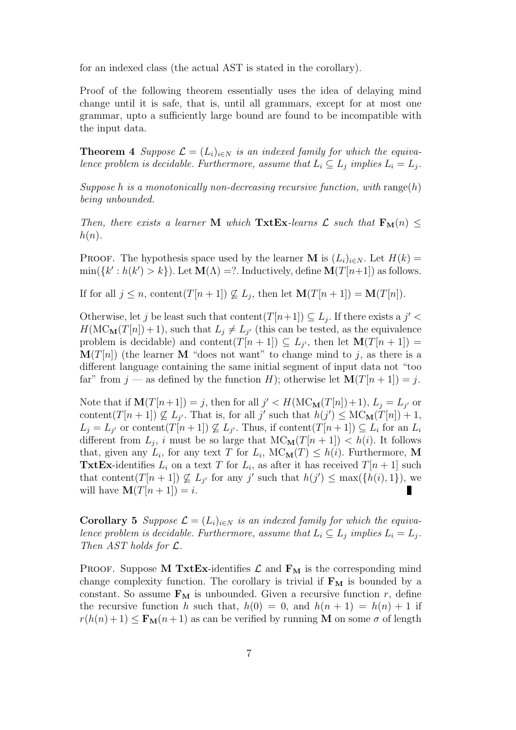for an indexed class (the actual AST is stated in the corollary).

Proof of the following theorem essentially uses the idea of delaying mind change until it is safe, that is, until all grammars, except for at most one grammar, upto a sufficiently large bound are found to be incompatible with the input data.

**Theorem 4** *Suppose $\mathcal{L} = (L_i)_{i \in N}$ is an indexed family for which the equivalence problem is decidable. Furthermore, assume that $L_i \subseteq L_j$ implies $L_i = L_j$.*

*Suppose $h$ is a monotonically non-decreasing recursive function, with* $\text{range}(h)$ *being unbounded.*

*Then, there exists a learner* $\mathbf{M}$ *which* **TxtEx***-learns $\mathcal{L}$ such that $\mathbf{F_M}(n) \leq h(n)$.*

Proof. The hypothesis space used by the learner $\mathbf{M}$ is $(L_i)_{i \in N}$. Let $H(k) = \min(\{k' : h(k') > k\})$. Let $\mathbf{M}(\Lambda) = ?$. Inductively, define $\mathbf{M}(T[n+1])$ as follows.

If for all $j \leq n$, $\text{content}(T[n+1]) \not\subseteq L_j$, then let $\mathbf{M}(T[n+1]) = \mathbf{M}(T[n])$.

Otherwise, let $j$ be least such that $\text{content}(T[n+1]) \subseteq L_j$. If there exists a $j' < H(\text{MC}_\mathbf{M}(T[n])+1)$, such that $L_j \neq L_{j'}$ (this can be tested, as the equivalence problem is decidable) and $\text{content}(T[n+1]) \subseteq L_{j'}$, then let $\mathbf{M}(T[n+1]) = \mathbf{M}(T[n])$ (the learner $\mathbf{M}$ "does not want" to change mind to $j$, as there is a different language containing the same initial segment of input data not "too far" from $j$ — as defined by the function $H$); otherwise let $\mathbf{M}(T[n+1]) = j$.

Note that if $\mathbf{M}(T[n+1]) = j$, then for all $j' < H(\text{MC}_\mathbf{M}(T[n])+1)$, $L_j = L_{j'}$ or $\text{content}(T[n+1]) \not\subseteq L_{j'}$. That is, for all $j'$ such that $h(j') \leq \text{MC}_\mathbf{M}(T[n]) + 1$, $L_j = L_{j'}$ or $\text{content}(T[n+1]) \not\subseteq L_{j'}$. Thus, if $\text{content}(T[n+1]) \subseteq L_i$ for an $L_i$ different from $L_j$, $i$ must be so large that $\text{MC}_\mathbf{M}(T[n+1]) < h(i)$. It follows that, given any $L_i$, for any text $T$ for $L_i$, $\text{MC}_\mathbf{M}(T) \leq h(i)$. Furthermore, $\mathbf{M}$ **TxtEx**-identifies $L_i$ on a text $T$ for $L_i$, as after it has received $T[n+1]$ such that $\text{content}(T[n+1]) \not\subseteq L_{j'}$ for any $j'$ such that $h(j') \leq \max(\{h(i), 1\})$, we will have $\mathbf{M}(T[n+1]) = i$. ∎

**Corollary 5** *Suppose $\mathcal{L} = (L_i)_{i \in N}$ is an indexed family for which the equivalence problem is decidable. Furthermore, assume that $L_i \subseteq L_j$ implies $L_i = L_j$. Then AST holds for $\mathcal{L}$.*

Proof. Suppose $\mathbf{M}$ **TxtEx**-identifies $\mathcal{L}$ and $\mathbf{F_M}$ is the corresponding mind change complexity function. The corollary is trivial if $\mathbf{F_M}$ is bounded by a constant. So assume $\mathbf{F_M}$ is unbounded. Given a recursive function $r$, define the recursive function $h$ such that, $h(0) = 0$, and $h(n+1) = h(n) + 1$ if $r(h(n)+1) \leq \mathbf{F_M}(n+1)$ as can be verified by running $\mathbf{M}$ on some $\sigma$ of length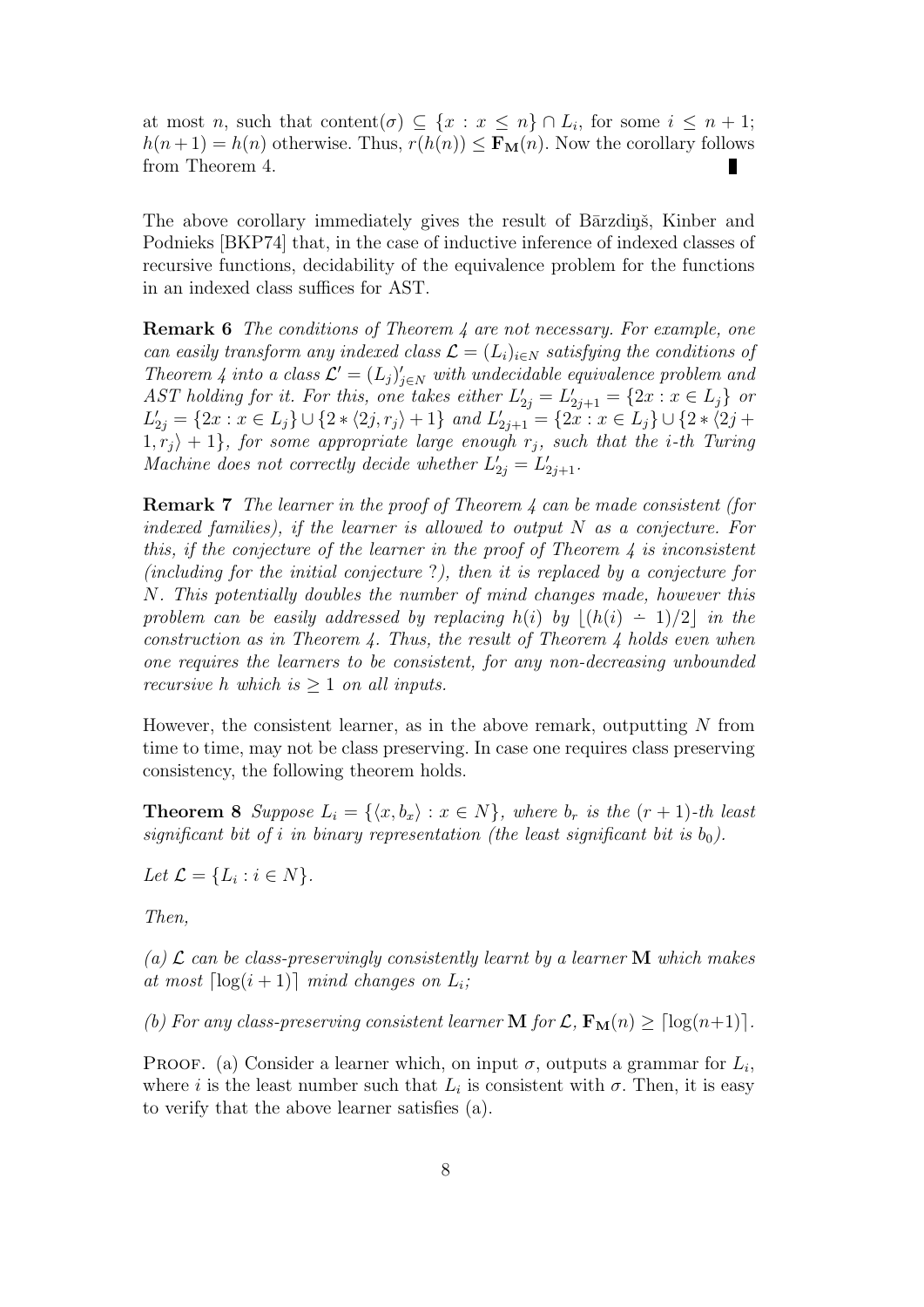at most $n$, such that content$(\sigma) \subseteq \{x : x \leq n\} \cap L_i$, for some $i \leq n+1$; $h(n+1) = h(n)$ otherwise. Thus, $r(h(n)) \leq \mathbf{F_M}(n)$. Now the corollary follows from Theorem 4. ∎

The above corollary immediately gives the result of Bārzdiņš, Kinber and Podnieks [BKP74] that, in the case of inductive inference of indexed classes of recursive functions, decidability of the equivalence problem for the functions in an indexed class suffices for AST.

**Remark 6** *The conditions of Theorem 4 are not necessary. For example, one can easily transform any indexed class $\mathcal{L} = (L_i)_{i \in N}$ satisfying the conditions of Theorem 4 into a class $\mathcal{L}' = (L_j)'_{j \in N}$ with undecidable equivalence problem and AST holding for it. For this, one takes either $L'_{2j} = L'_{2j+1} = \{2x : x \in L_j\}$ or $L'_{2j} = \{2x : x \in L_j\} \cup \{2 * \langle 2j, r_j \rangle + 1\}$ and $L'_{2j+1} = \{2x : x \in L_j\} \cup \{2 * \langle 2j + 1, r_j \rangle + 1\}$, for some appropriate large enough $r_j$, such that the $i$-th Turing Machine does not correctly decide whether $L'_{2j} = L'_{2j+1}$.*

**Remark 7** *The learner in the proof of Theorem 4 can be made consistent (for indexed families), if the learner is allowed to output $N$ as a conjecture. For this, if the conjecture of the learner in the proof of Theorem 4 is inconsistent (including for the initial conjecture ?), then it is replaced by a conjecture for $N$. This potentially doubles the number of mind changes made, however this problem can be easily addressed by replacing $h(i)$ by $\lfloor (h(i) \dot{-} 1)/2 \rfloor$ in the construction as in Theorem 4. Thus, the result of Theorem 4 holds even when one requires the learners to be consistent, for any non-decreasing unbounded recursive $h$ which is $\geq 1$ on all inputs.*

However, the consistent learner, as in the above remark, outputting $N$ from time to time, may not be class preserving. In case one requires class preserving consistency, the following theorem holds.

**Theorem 8** *Suppose $L_i = \{\langle x, b_x \rangle : x \in N\}$, where $b_r$ is the $(r+1)$-th least significant bit of $i$ in binary representation (the least significant bit is $b_0$).*

*Let $\mathcal{L} = \{L_i : i \in N\}$.*

*Then,*

*(a) $\mathcal{L}$ can be class-preservingly consistently learnt by a learner $\mathbf{M}$ which makes at most $\lceil \log(i+1) \rceil$ mind changes on $L_i$;*

*(b) For any class-preserving consistent learner $\mathbf{M}$ for $\mathcal{L}$, $\mathbf{F_M}(n) \geq \lceil \log(n+1) \rceil$.*

PROOF. (a) Consider a learner which, on input $\sigma$, outputs a grammar for $L_i$, where $i$ is the least number such that $L_i$ is consistent with $\sigma$. Then, it is easy to verify that the above learner satisfies (a).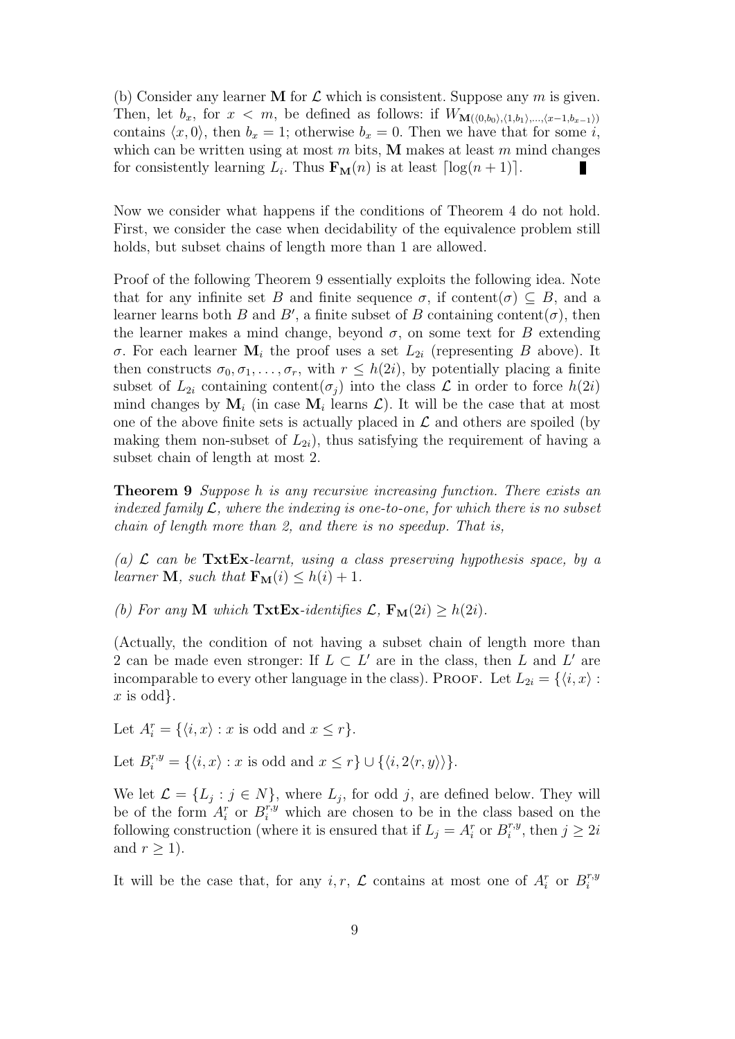(b) Consider any learner $\mathbf{M}$ for $\mathcal{L}$ which is consistent. Suppose any $m$ is given. Then, let $b_x$, for $x < m$, be defined as follows: if $W_{\mathbf{M}(\langle 0,b_0\rangle,\langle 1,b_1\rangle,\ldots,\langle x-1,b_{x-1}\rangle)}$ contains $\langle x, 0\rangle$, then $b_x = 1$; otherwise $b_x = 0$. Then we have that for some $i$, which can be written using at most $m$ bits, $\mathbf{M}$ makes at least $m$ mind changes for consistently learning $L_i$. Thus $\mathbf{F_M}(n)$ is at least $\lceil \log(n+1) \rceil$. ∎

Now we consider what happens if the conditions of Theorem 4 do not hold. First, we consider the case when decidability of the equivalence problem still holds, but subset chains of length more than 1 are allowed.

Proof of the following Theorem 9 essentially exploits the following idea. Note that for any infinite set $B$ and finite sequence $\sigma$, if content$(\sigma) \subseteq B$, and a learner learns both $B$ and $B'$, a finite subset of $B$ containing content$(\sigma)$, then the learner makes a mind change, beyond $\sigma$, on some text for $B$ extending $\sigma$. For each learner $\mathbf{M}_i$ the proof uses a set $L_{2i}$ (representing $B$ above). It then constructs $\sigma_0, \sigma_1, \ldots, \sigma_r$, with $r \leq h(2i)$, by potentially placing a finite subset of $L_{2i}$ containing content$(\sigma_j)$ into the class $\mathcal{L}$ in order to force $h(2i)$ mind changes by $\mathbf{M}_i$ (in case $\mathbf{M}_i$ learns $\mathcal{L}$). It will be the case that at most one of the above finite sets is actually placed in $\mathcal{L}$ and others are spoiled (by making them non-subset of $L_{2i}$), thus satisfying the requirement of having a subset chain of length at most 2.

**Theorem 9** *Suppose $h$ is any recursive increasing function. There exists an indexed family $\mathcal{L}$, where the indexing is one-to-one, for which there is no subset chain of length more than 2, and there is no speedup. That is,*

*(a) $\mathcal{L}$ can be* **TxtEx***-learnt, using a class preserving hypothesis space, by a learner $\mathbf{M}$, such that $\mathbf{F_M}(i) \leq h(i) + 1$.*

*(b) For any $\mathbf{M}$ which* **TxtEx***-identifies $\mathcal{L}$, $\mathbf{F_M}(2i) \geq h(2i)$.*

(Actually, the condition of not having a subset chain of length more than 2 can be made even stronger: If $L \subset L'$ are in the class, then $L$ and $L'$ are incomparable to every other language in the class). PROOF. Let $L_{2i} = \{\langle i, x\rangle : x \text{ is odd}\}$.

Let $A_i^r = \{\langle i, x\rangle : x \text{ is odd and } x \leq r\}$.

Let $B_i^{r,y} = \{\langle i, x\rangle : x \text{ is odd and } x \leq r\} \cup \{\langle i, 2\langle r, y\rangle\rangle\}$.

We let $\mathcal{L} = \{L_j : j \in N\}$, where $L_j$, for odd $j$, are defined below. They will be of the form $A_i^r$ or $B_i^{r,y}$ which are chosen to be in the class based on the following construction (where it is ensured that if $L_j = A_i^r$ or $B_i^{r,y}$, then $j \geq 2i$ and $r \geq 1$).

It will be the case that, for any $i, r$, $\mathcal{L}$ contains at most one of $A_i^r$ or $B_i^{r,y}$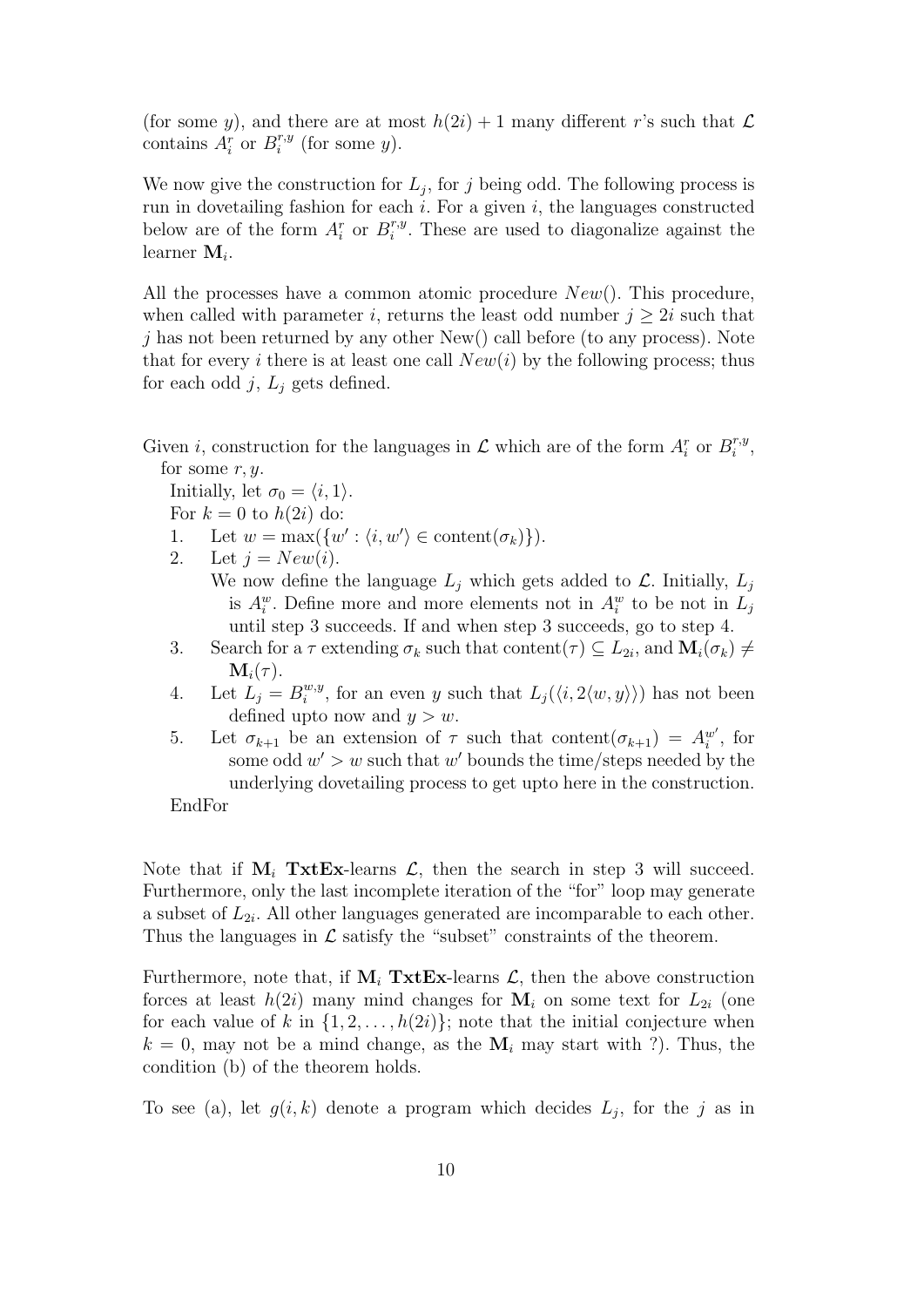(for some $y$), and there are at most $h(2i)+1$ many different $r$'s such that $\mathcal{L}$ contains $A_i^r$ or $B_i^{r,y}$ (for some $y$).

We now give the construction for $L_j$, for $j$ being odd. The following process is run in dovetailing fashion for each $i$. For a given $i$, the languages constructed below are of the form $A_i^r$ or $B_i^{r,y}$. These are used to diagonalize against the learner $\mathbf{M}_i$.

All the processes have a common atomic procedure $New()$. This procedure, when called with parameter $i$, returns the least odd number $j \geq 2i$ such that $j$ has not been returned by any other New() call before (to any process). Note that for every $i$ there is at least one call $New(i)$ by the following process; thus for each odd $j$, $L_j$ gets defined.

Given $i$, construction for the languages in $\mathcal{L}$ which are of the form $A_i^r$ or $B_i^{r,y}$, for some $r, y$.

Initially, let $\sigma_0 = \langle i, 1\rangle$.

For $k = 0$ to $h(2i)$ do:

1. Let $w = \max(\{w' : \langle i, w'\rangle \in \text{content}(\sigma_k)\})$.
2. Let $j = New(i)$.
   We now define the language $L_j$ which gets added to $\mathcal{L}$. Initially, $L_j$ is $A_i^w$. Define more and more elements not in $A_i^w$ to be not in $L_j$ until step 3 succeeds. If and when step 3 succeeds, go to step 4.
3. Search for a $\tau$ extending $\sigma_k$ such that $\text{content}(\tau) \subseteq L_{2i}$, and $\mathbf{M}_i(\sigma_k) \neq \mathbf{M}_i(\tau)$.
4. Let $L_j = B_i^{w,y}$, for an even $y$ such that $L_j(\langle i, 2\langle w, y\rangle\rangle)$ has not been defined upto now and $y > w$.
5. Let $\sigma_{k+1}$ be an extension of $\tau$ such that $\text{content}(\sigma_{k+1}) = A_i^{w'}$, for some odd $w' > w$ such that $w'$ bounds the time/steps needed by the underlying dovetailing process to get upto here in the construction.

EndFor

Note that if $\mathbf{M}_i$ **TxtEx**-learns $\mathcal{L}$, then the search in step 3 will succeed. Furthermore, only the last incomplete iteration of the "for" loop may generate a subset of $L_{2i}$. All other languages generated are incomparable to each other. Thus the languages in $\mathcal{L}$ satisfy the "subset" constraints of the theorem.

Furthermore, note that, if $\mathbf{M}_i$ **TxtEx**-learns $\mathcal{L}$, then the above construction forces at least $h(2i)$ many mind changes for $\mathbf{M}_i$ on some text for $L_{2i}$ (one for each value of $k$ in $\{1, 2, \ldots, h(2i)\}$; note that the initial conjecture when $k = 0$, may not be a mind change, as the $\mathbf{M}_i$ may start with ?). Thus, the condition (b) of the theorem holds.

To see (a), let $g(i, k)$ denote a program which decides $L_j$, for the $j$ as in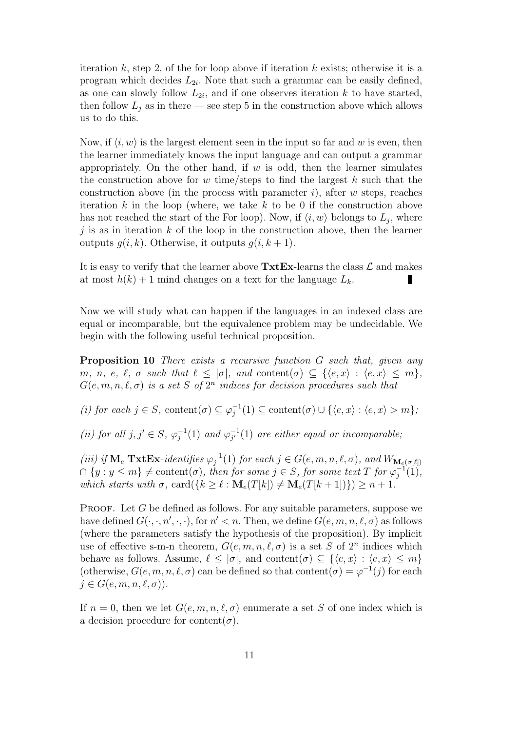iteration $k$, step 2, of the for loop above if iteration $k$ exists; otherwise it is a program which decides $L_{2i}$. Note that such a grammar can be easily defined, as one can slowly follow $L_{2i}$, and if one observes iteration $k$ to have started, then follow $L_j$ as in there — see step 5 in the construction above which allows us to do this.

Now, if $\langle i, w\rangle$ is the largest element seen in the input so far and $w$ is even, then the learner immediately knows the input language and can output a grammar appropriately. On the other hand, if $w$ is odd, then the learner simulates the construction above for $w$ time/steps to find the largest $k$ such that the construction above (in the process with parameter $i$), after $w$ steps, reaches iteration $k$ in the loop (where, we take $k$ to be 0 if the construction above has not reached the start of the For loop). Now, if $\langle i, w\rangle$ belongs to $L_j$, where $j$ is as in iteration $k$ of the loop in the construction above, then the learner outputs $g(i, k)$. Otherwise, it outputs $g(i, k+1)$.

It is easy to verify that the learner above **TxtEx**-learns the class $\mathcal{L}$ and makes at most $h(k) + 1$ mind changes on a text for the language $L_k$. ∎

Now we will study what can happen if the languages in an indexed class are equal or incomparable, but the equivalence problem may be undecidable. We begin with the following useful technical proposition.

**Proposition 10** *There exists a recursive function $G$ such that, given any $m$, $n$, $e$, $\ell$, $\sigma$ such that $\ell \leq |\sigma|$, and $\mathrm{content}(\sigma) \subseteq \{\langle e, x\rangle : \langle e, x\rangle \leq m\}$, $G(e, m, n, \ell, \sigma)$ is a set $S$ of $2^n$ indices for decision procedures such that*

*(i) for each $j \in S$, $\mathrm{content}(\sigma) \subseteq \varphi_j^{-1}(1) \subseteq \mathrm{content}(\sigma) \cup \{\langle e, x\rangle : \langle e, x\rangle > m\}$;*

*(ii) for all $j, j' \in S$, $\varphi_j^{-1}(1)$ and $\varphi_{j'}^{-1}(1)$ are either equal or incomparable;*

*(iii) if $\mathbf{M}_e$ **TxtEx**-identifies $\varphi_j^{-1}(1)$ for each $j \in G(e, m, n, \ell, \sigma)$, and $W_{\mathbf{M}_e(\sigma[\ell])} \cap \{y : y \leq m\} \neq \mathrm{content}(\sigma)$, then for some $j \in S$, for some text $T$ for $\varphi_j^{-1}(1)$, which starts with $\sigma$, $\mathrm{card}(\{k \geq \ell : \mathbf{M}_e(T[k]) \neq \mathbf{M}_e(T[k+1])\}) \geq n + 1$.*

PROOF. Let $G$ be defined as follows. For any suitable parameters, suppose we have defined $G(\cdot, \cdot, n', \cdot, \cdot)$, for $n' < n$. Then, we define $G(e, m, n, \ell, \sigma)$ as follows (where the parameters satisfy the hypothesis of the proposition). By implicit use of effective s-m-n theorem, $G(e, m, n, \ell, \sigma)$ is a set $S$ of $2^n$ indices which behave as follows. Assume, $\ell \leq |\sigma|$, and $\mathrm{content}(\sigma) \subseteq \{\langle e, x\rangle : \langle e, x\rangle \leq m\}$ (otherwise, $G(e, m, n, \ell, \sigma)$ can be defined so that $\mathrm{content}(\sigma) = \varphi^{-1}(j)$ for each $j \in G(e, m, n, \ell, \sigma)$).

If $n = 0$, then we let $G(e, m, n, \ell, \sigma)$ enumerate a set $S$ of one index which is a decision procedure for $\mathrm{content}(\sigma)$.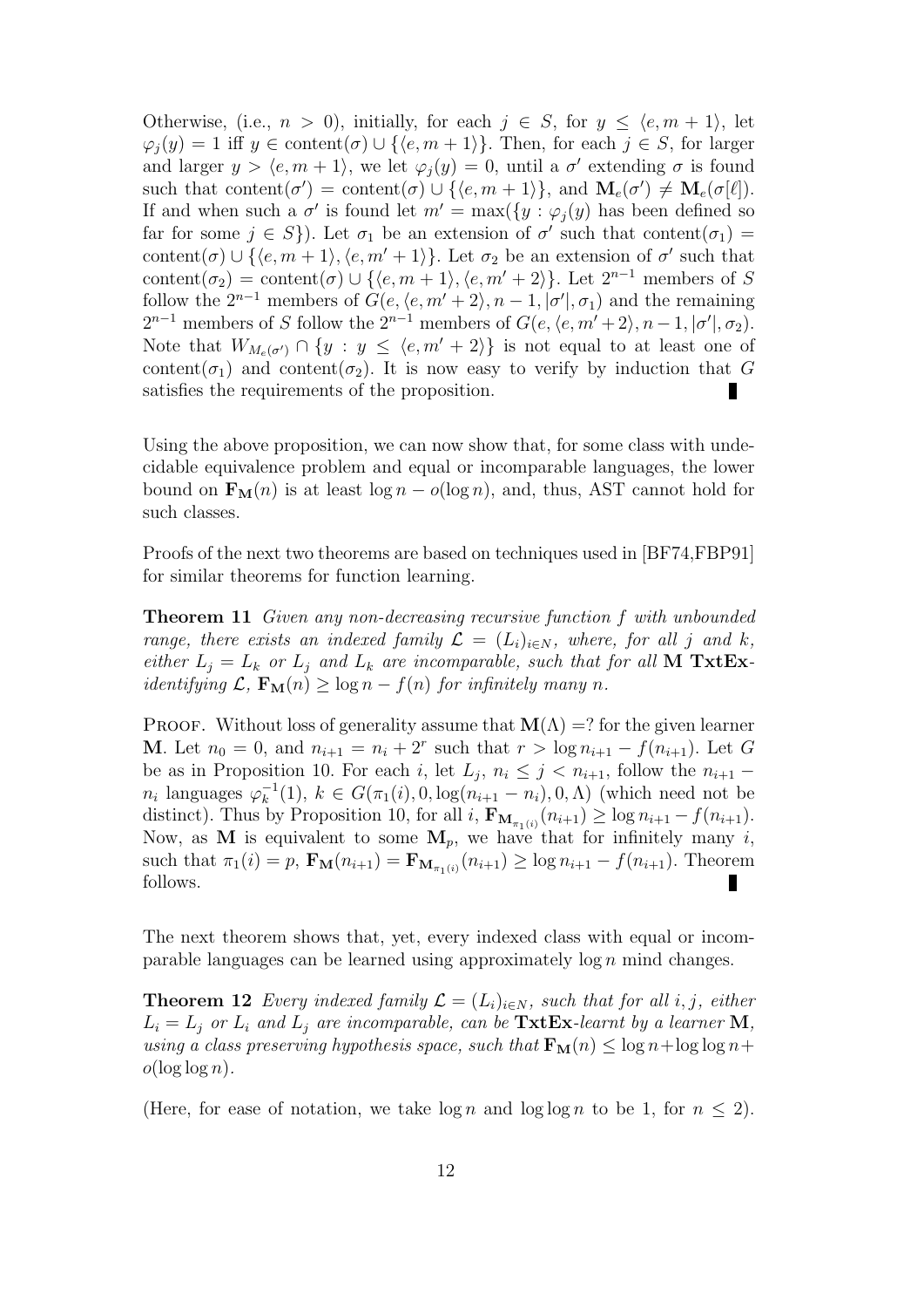Otherwise, (i.e., $n > 0$), initially, for each $j \in S$, for $y \leq \langle e, m+1 \rangle$, let $\varphi_j(y) = 1$ iff $y \in \text{content}(\sigma) \cup \{\langle e, m+1 \rangle\}$. Then, for each $j \in S$, for larger and larger $y > \langle e, m+1 \rangle$, we let $\varphi_j(y) = 0$, until a $\sigma'$ extending $\sigma$ is found such that $\text{content}(\sigma') = \text{content}(\sigma) \cup \{\langle e, m+1 \rangle\}$, and $\mathbf{M}_e(\sigma') \neq \mathbf{M}_e(\sigma[\ell])$. If and when such a $\sigma'$ is found let $m' = \max(\{y : \varphi_j(y)$ has been defined so far for some $j \in S\})$. Let $\sigma_1$ be an extension of $\sigma'$ such that $\text{content}(\sigma_1) = \text{content}(\sigma) \cup \{\langle e, m+1 \rangle, \langle e, m'+1 \rangle\}$. Let $\sigma_2$ be an extension of $\sigma'$ such that $\text{content}(\sigma_2) = \text{content}(\sigma) \cup \{\langle e, m+1 \rangle, \langle e, m'+2 \rangle\}$. Let $2^{n-1}$ members of $S$ follow the $2^{n-1}$ members of $G(e, \langle e, m'+2 \rangle, n-1, |\sigma'|, \sigma_1)$ and the remaining $2^{n-1}$ members of $S$ follow the $2^{n-1}$ members of $G(e, \langle e, m'+2 \rangle, n-1, |\sigma'|, \sigma_2)$. Note that $W_{M_e(\sigma')} \cap \{y : y \leq \langle e, m'+2 \rangle\}$ is not equal to at least one of $\text{content}(\sigma_1)$ and $\text{content}(\sigma_2)$. It is now easy to verify by induction that $G$ satisfies the requirements of the proposition. ∎

Using the above proposition, we can now show that, for some class with undecidable equivalence problem and equal or incomparable languages, the lower bound on $\mathbf{F_M}(n)$ is at least $\log n - o(\log n)$, and, thus, AST cannot hold for such classes.

Proofs of the next two theorems are based on techniques used in [BF74,FBP91] for similar theorems for function learning.

**Theorem 11** *Given any non-decreasing recursive function $f$ with unbounded range, there exists an indexed family $\mathcal{L} = (L_i)_{i \in N}$, where, for all $j$ and $k$, either $L_j = L_k$ or $L_j$ and $L_k$ are incomparable, such that for all $\mathbf{M}$ $\mathbf{TxtEx}$-identifying $\mathcal{L}$, $\mathbf{F_M}(n) \geq \log n - f(n)$ for infinitely many $n$.*

Proof. Without loss of generality assume that $\mathbf{M}(\Lambda) = ?$ for the given learner $\mathbf{M}$. Let $n_0 = 0$, and $n_{i+1} = n_i + 2^r$ such that $r > \log n_{i+1} - f(n_{i+1})$. Let $G$ be as in Proposition 10. For each $i$, let $L_j$, $n_i \leq j < n_{i+1}$, follow the $n_{i+1} - n_i$ languages $\varphi_k^{-1}(1)$, $k \in G(\pi_1(i), 0, \log(n_{i+1} - n_i), 0, \Lambda)$ (which need not be distinct). Thus by Proposition 10, for all $i$, $\mathbf{F}_{\mathbf{M}_{\pi_1(i)}}(n_{i+1}) \geq \log n_{i+1} - f(n_{i+1})$. Now, as $\mathbf{M}$ is equivalent to some $\mathbf{M}_p$, we have that for infinitely many $i$, such that $\pi_1(i) = p$, $\mathbf{F_M}(n_{i+1}) = \mathbf{F}_{\mathbf{M}_{\pi_1(i)}}(n_{i+1}) \geq \log n_{i+1} - f(n_{i+1})$. Theorem follows. ∎

The next theorem shows that, yet, every indexed class with equal or incomparable languages can be learned using approximately $\log n$ mind changes.

**Theorem 12** *Every indexed family $\mathcal{L} = (L_i)_{i \in N}$, such that for all $i, j$, either $L_i = L_j$ or $L_i$ and $L_j$ are incomparable, can be $\mathbf{TxtEx}$-learnt by a learner $\mathbf{M}$, using a class preserving hypothesis space, such that $\mathbf{F_M}(n) \leq \log n + \log\log n + o(\log\log n)$.*

(Here, for ease of notation, we take $\log n$ and $\log\log n$ to be 1, for $n \leq 2$).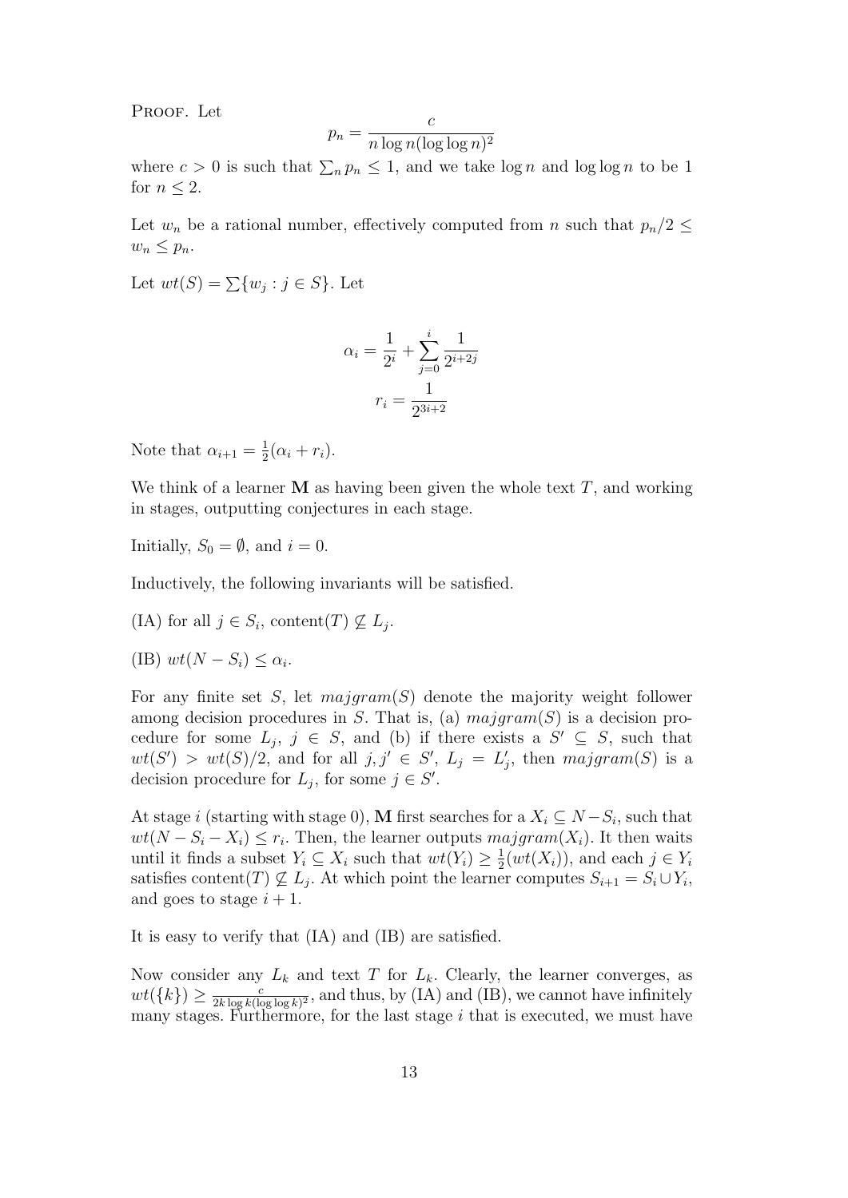PROOF. Let

$$p_n = \frac{c}{n \log n (\log\log n)^2}$$

where $c > 0$ is such that $\sum_n p_n \leq 1$, and we take $\log n$ and $\log\log n$ to be 1 for $n \leq 2$.

Let $w_n$ be a rational number, effectively computed from $n$ such that $p_n/2 \leq w_n \leq p_n$.

Let $wt(S) = \sum\{w_j : j \in S\}$. Let

$$\alpha_i = \frac{1}{2^i} + \sum_{j=0}^{i} \frac{1}{2^{i+2j}}$$

$$r_i = \frac{1}{2^{3i+2}}$$

Note that $\alpha_{i+1} = \frac{1}{2}(\alpha_i + r_i)$.

We think of a learner $\mathbf{M}$ as having been given the whole text $T$, and working in stages, outputting conjectures in each stage.

Initially, $S_0 = \emptyset$, and $i = 0$.

Inductively, the following invariants will be satisfied.

(IA) for all $j \in S_i$, content$(T) \not\subseteq L_j$.

(IB) $wt(N - S_i) \leq \alpha_i$.

For any finite set $S$, let $majgram(S)$ denote the majority weight follower among decision procedures in $S$. That is, (a) $majgram(S)$ is a decision procedure for some $L_j$, $j \in S$, and (b) if there exists a $S' \subseteq S$, such that $wt(S') > wt(S)/2$, and for all $j, j' \in S'$, $L_j = L'_j$, then $majgram(S)$ is a decision procedure for $L_j$, for some $j \in S'$.

At stage $i$ (starting with stage 0), $\mathbf{M}$ first searches for a $X_i \subseteq N - S_i$, such that $wt(N - S_i - X_i) \leq r_i$. Then, the learner outputs $majgram(X_i)$. It then waits until it finds a subset $Y_i \subseteq X_i$ such that $wt(Y_i) \geq \frac{1}{2}(wt(X_i))$, and each $j \in Y_i$ satisfies content$(T) \not\subseteq L_j$. At which point the learner computes $S_{i+1} = S_i \cup Y_i$, and goes to stage $i + 1$.

It is easy to verify that (IA) and (IB) are satisfied.

Now consider any $L_k$ and text $T$ for $L_k$. Clearly, the learner converges, as $wt(\{k\}) \geq \frac{c}{2k \log k (\log\log k)^2}$, and thus, by (IA) and (IB), we cannot have infinitely many stages. Furthermore, for the last stage $i$ that is executed, we must have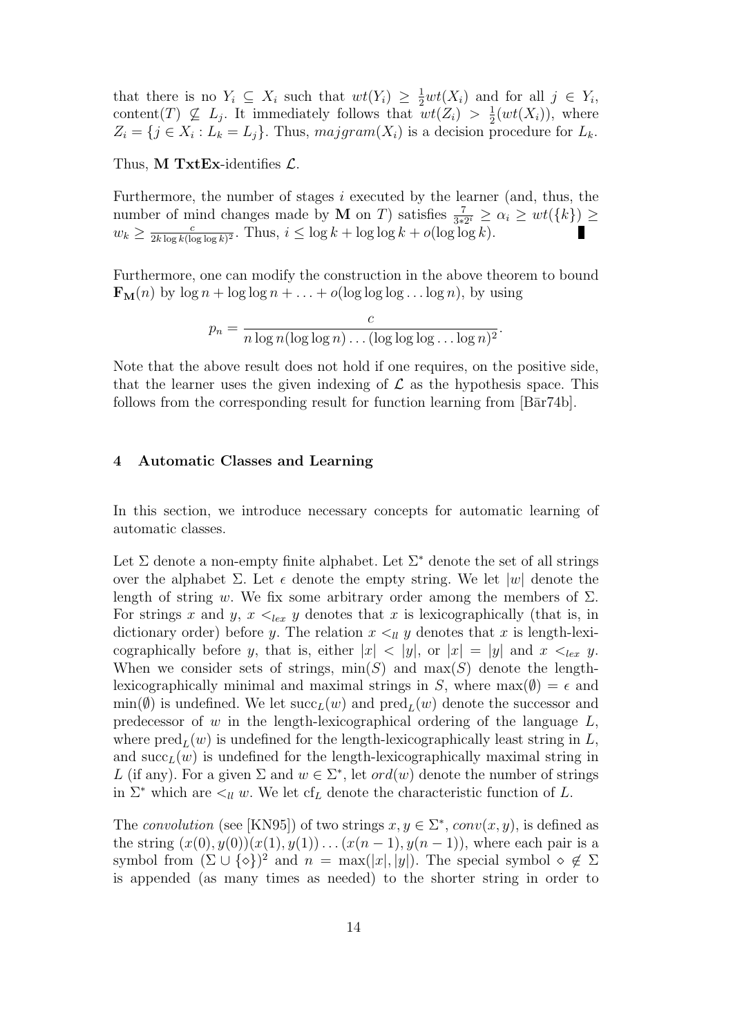that there is no $Y_i \subseteq X_i$ such that $wt(Y_i) \geq \frac{1}{2}wt(X_i)$ and for all $j \in Y_i$, content$(T) \not\subseteq L_j$. It immediately follows that $wt(Z_i) > \frac{1}{2}(wt(X_i))$, where $Z_i = \{j \in X_i : L_k = L_j\}$. Thus, $majgram(X_i)$ is a decision procedure for $L_k$.

Thus, **M TxtEx**-identifies $\mathcal{L}$.

Furthermore, the number of stages $i$ executed by the learner (and, thus, the number of mind changes made by **M** on $T$) satisfies $\frac{7}{3*2^i} \geq \alpha_i \geq wt(\{k\}) \geq w_k \geq \frac{c}{2k \log k (\log \log k)^2}$. Thus, $i \leq \log k + \log \log k + o(\log \log k)$. ∎

Furthermore, one can modify the construction in the above theorem to bound $\mathbf{F_M}(n)$ by $\log n + \log \log n + \ldots + o(\log \log \log \ldots \log n)$, by using

$$p_n = \frac{c}{n \log n (\log \log n) \ldots (\log \log \log \ldots \log n)^2}.$$

Note that the above result does not hold if one requires, on the positive side, that the learner uses the given indexing of $\mathcal{L}$ as the hypothesis space. This follows from the corresponding result for function learning from [Bār74b].

## 4 Automatic Classes and Learning

In this section, we introduce necessary concepts for automatic learning of automatic classes.

Let $\Sigma$ denote a non-empty finite alphabet. Let $\Sigma^*$ denote the set of all strings over the alphabet $\Sigma$. Let $\epsilon$ denote the empty string. We let $|w|$ denote the length of string $w$. We fix some arbitrary order among the members of $\Sigma$. For strings $x$ and $y$, $x <_{lex} y$ denotes that $x$ is lexicographically (that is, in dictionary order) before $y$. The relation $x <_{ll} y$ denotes that $x$ is length-lexicographically before $y$, that is, either $|x| < |y|$, or $|x| = |y|$ and $x <_{lex} y$. When we consider sets of strings, $\min(S)$ and $\max(S)$ denote the length-lexicographically minimal and maximal strings in $S$, where $\max(\emptyset) = \epsilon$ and $\min(\emptyset)$ is undefined. We let $\text{succ}_L(w)$ and $\text{pred}_L(w)$ denote the successor and predecessor of $w$ in the length-lexicographical ordering of the language $L$, where $\text{pred}_L(w)$ is undefined for the length-lexicographically least string in $L$, and $\text{succ}_L(w)$ is undefined for the length-lexicographically maximal string in $L$ (if any). For a given $\Sigma$ and $w \in \Sigma^*$, let $ord(w)$ denote the number of strings in $\Sigma^*$ which are $<_{ll} w$. We let $\text{cf}_L$ denote the characteristic function of $L$.

The *convolution* (see [KN95]) of two strings $x, y \in \Sigma^*$, $conv(x, y)$, is defined as the string $(x(0), y(0))(x(1), y(1)) \ldots (x(n-1), y(n-1))$, where each pair is a symbol from $(\Sigma \cup \{\diamond\})^2$ and $n = \max(|x|, |y|)$. The special symbol $\diamond \notin \Sigma$ is appended (as many times as needed) to the shorter string in order to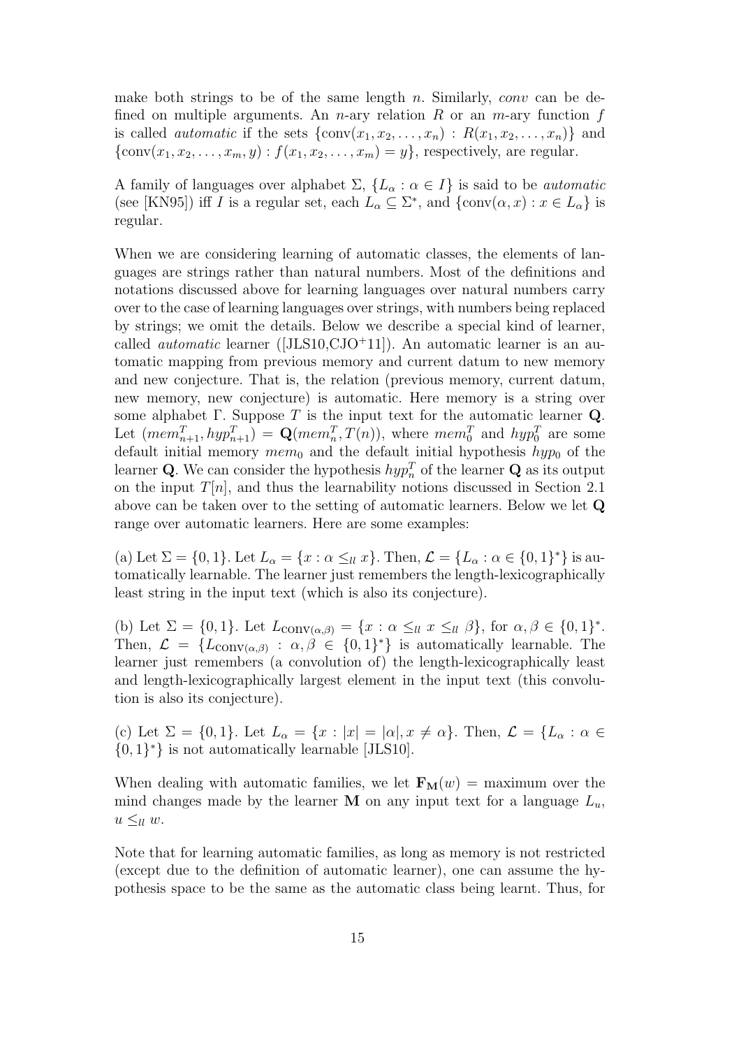make both strings to be of the same length $n$. Similarly, *conv* can be defined on multiple arguments. An $n$-ary relation $R$ or an $m$-ary function $f$ is called *automatic* if the sets $\{\text{conv}(x_1, x_2, \ldots, x_n) : R(x_1, x_2, \ldots, x_n)\}$ and $\{\text{conv}(x_1, x_2, \ldots, x_m, y) : f(x_1, x_2, \ldots, x_m) = y\}$, respectively, are regular.

A family of languages over alphabet $\Sigma$, $\{L_\alpha : \alpha \in I\}$ is said to be *automatic* (see [KN95]) iff $I$ is a regular set, each $L_\alpha \subseteq \Sigma^*$, and $\{\text{conv}(\alpha, x) : x \in L_\alpha\}$ is regular.

When we are considering learning of automatic classes, the elements of languages are strings rather than natural numbers. Most of the definitions and notations discussed above for learning languages over natural numbers carry over to the case of learning languages over strings, with numbers being replaced by strings; we omit the details. Below we describe a special kind of learner, called *automatic* learner ([JLS10,CJO+11]). An automatic learner is an automatic mapping from previous memory and current datum to new memory and new conjecture. That is, the relation (previous memory, current datum, new memory, new conjecture) is automatic. Here memory is a string over some alphabet $\Gamma$. Suppose $T$ is the input text for the automatic learner $\mathbf{Q}$. Let $(mem^T_{n+1}, hyp^T_{n+1}) = \mathbf{Q}(mem^T_n, T(n))$, where $mem^T_0$ and $hyp^T_0$ are some default initial memory $mem_0$ and the default initial hypothesis $hyp_0$ of the learner $\mathbf{Q}$. We can consider the hypothesis $hyp^T_n$ of the learner $\mathbf{Q}$ as its output on the input $T[n]$, and thus the learnability notions discussed in Section 2.1 above can be taken over to the setting of automatic learners. Below we let $\mathbf{Q}$ range over automatic learners. Here are some examples:

(a) Let $\Sigma = \{0, 1\}$. Let $L_\alpha = \{x : \alpha \leq_{ll} x\}$. Then, $\mathcal{L} = \{L_\alpha : \alpha \in \{0, 1\}^*\}$ is automatically learnable. The learner just remembers the length-lexicographically least string in the input text (which is also its conjecture).

(b) Let $\Sigma = \{0, 1\}$. Let $L_{\text{conv}(\alpha,\beta)} = \{x : \alpha \leq_{ll} x \leq_{ll} \beta\}$, for $\alpha, \beta \in \{0, 1\}^*$. Then, $\mathcal{L} = \{L_{\text{conv}(\alpha,\beta)} : \alpha, \beta \in \{0, 1\}^*\}$ is automatically learnable. The learner just remembers (a convolution of) the length-lexicographically least and length-lexicographically largest element in the input text (this convolution is also its conjecture).

(c) Let $\Sigma = \{0, 1\}$. Let $L_\alpha = \{x : |x| = |\alpha|, x \neq \alpha\}$. Then, $\mathcal{L} = \{L_\alpha : \alpha \in \{0, 1\}^*\}$ is not automatically learnable [JLS10].

When dealing with automatic families, we let $\mathbf{F_M}(w)$ = maximum over the mind changes made by the learner $\mathbf{M}$ on any input text for a language $L_u$, $u \leq_{ll} w$.

Note that for learning automatic families, as long as memory is not restricted (except due to the definition of automatic learner), one can assume the hypothesis space to be the same as the automatic class being learnt. Thus, for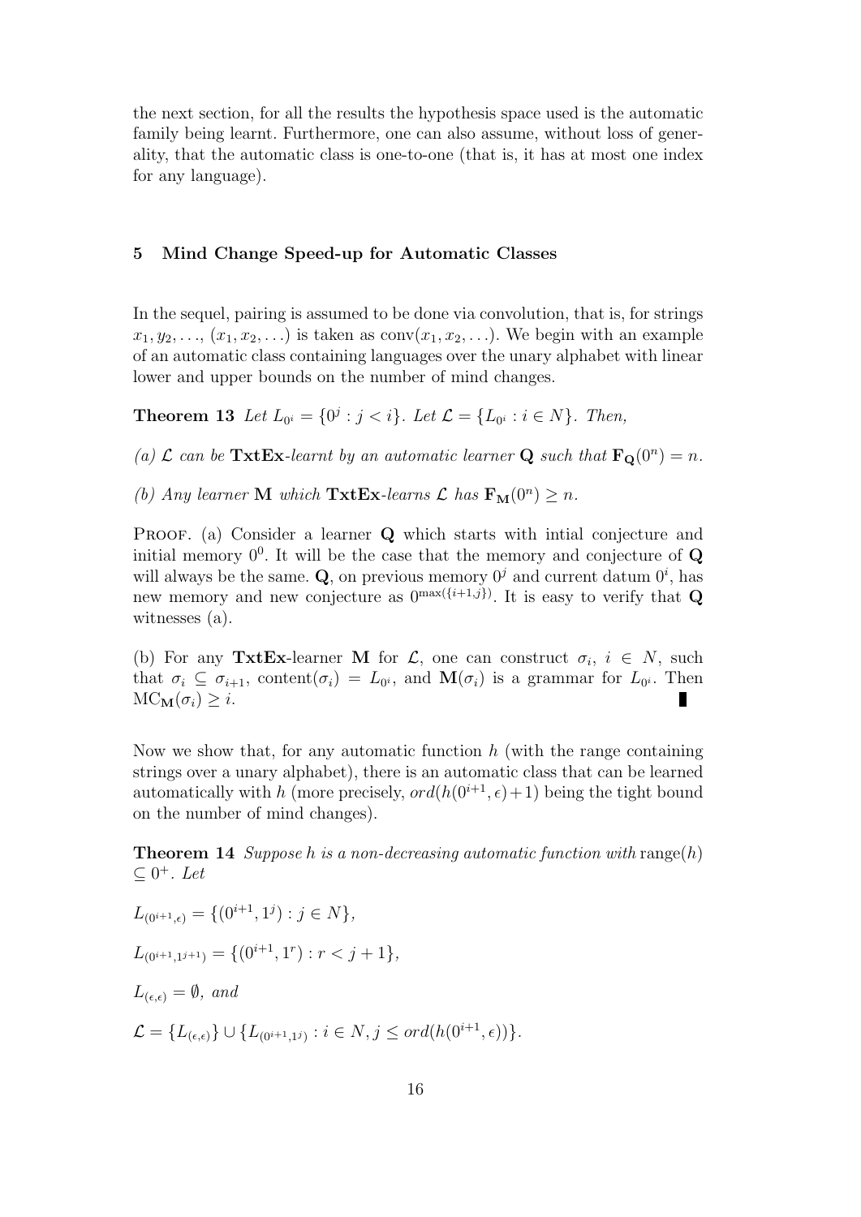the next section, for all the results the hypothesis space used is the automatic family being learnt. Furthermore, one can also assume, without loss of generality, that the automatic class is one-to-one (that is, it has at most one index for any language).

## 5 Mind Change Speed-up for Automatic Classes

In the sequel, pairing is assumed to be done via convolution, that is, for strings $x_1, y_2, \ldots$, $(x_1, x_2, \ldots)$ is taken as $\mathrm{conv}(x_1, x_2, \ldots)$. We begin with an example of an automatic class containing languages over the unary alphabet with linear lower and upper bounds on the number of mind changes.

**Theorem 13** *Let $L_{0^i} = \{0^j : j < i\}$. Let $\mathcal{L} = \{L_{0^i} : i \in N\}$. Then,*

*(a) $\mathcal{L}$ can be* **TxtEx**-*learnt by an automatic learner* **Q** *such that $\mathbf{F_Q}(0^n) = n$.*

*(b) Any learner* **M** *which* **TxtEx**-*learns $\mathcal{L}$ has $\mathbf{F_M}(0^n) \geq n$.*

Proof. (a) Consider a learner **Q** which starts with intial conjecture and initial memory $0^0$. It will be the case that the memory and conjecture of **Q** will always be the same. **Q**, on previous memory $0^j$ and current datum $0^i$, has new memory and new conjecture as $0^{\max(\{i+1,j\})}$. It is easy to verify that **Q** witnesses (a).

(b) For any **TxtEx**-learner **M** for $\mathcal{L}$, one can construct $\sigma_i$, $i \in N$, such that $\sigma_i \subseteq \sigma_{i+1}$, $\mathrm{content}(\sigma_i) = L_{0^i}$, and $\mathbf{M}(\sigma_i)$ is a grammar for $L_{0^i}$. Then $\mathrm{MC}_{\mathbf{M}}(\sigma_i) \geq i$. ∎

Now we show that, for any automatic function $h$ (with the range containing strings over a unary alphabet), there is an automatic class that can be learned automatically with $h$ (more precisely, $ord(h(0^{i+1}, \epsilon)+1)$ being the tight bound on the number of mind changes).

**Theorem 14** *Suppose $h$ is a non-decreasing automatic function with $\mathrm{range}(h) \subseteq 0^+$. Let*

$L_{(0^{i+1},\epsilon)} = \{(0^{i+1}, 1^j) : j \in N\}$,

$L_{(0^{i+1},1^{j+1})} = \{(0^{i+1}, 1^r) : r < j+1\}$,

$L_{(\epsilon,\epsilon)} = \emptyset$, *and*

$\mathcal{L} = \{L_{(\epsilon,\epsilon)}\} \cup \{L_{(0^{i+1},1^j)} : i \in N, j \leq ord(h(0^{i+1}, \epsilon))\}$.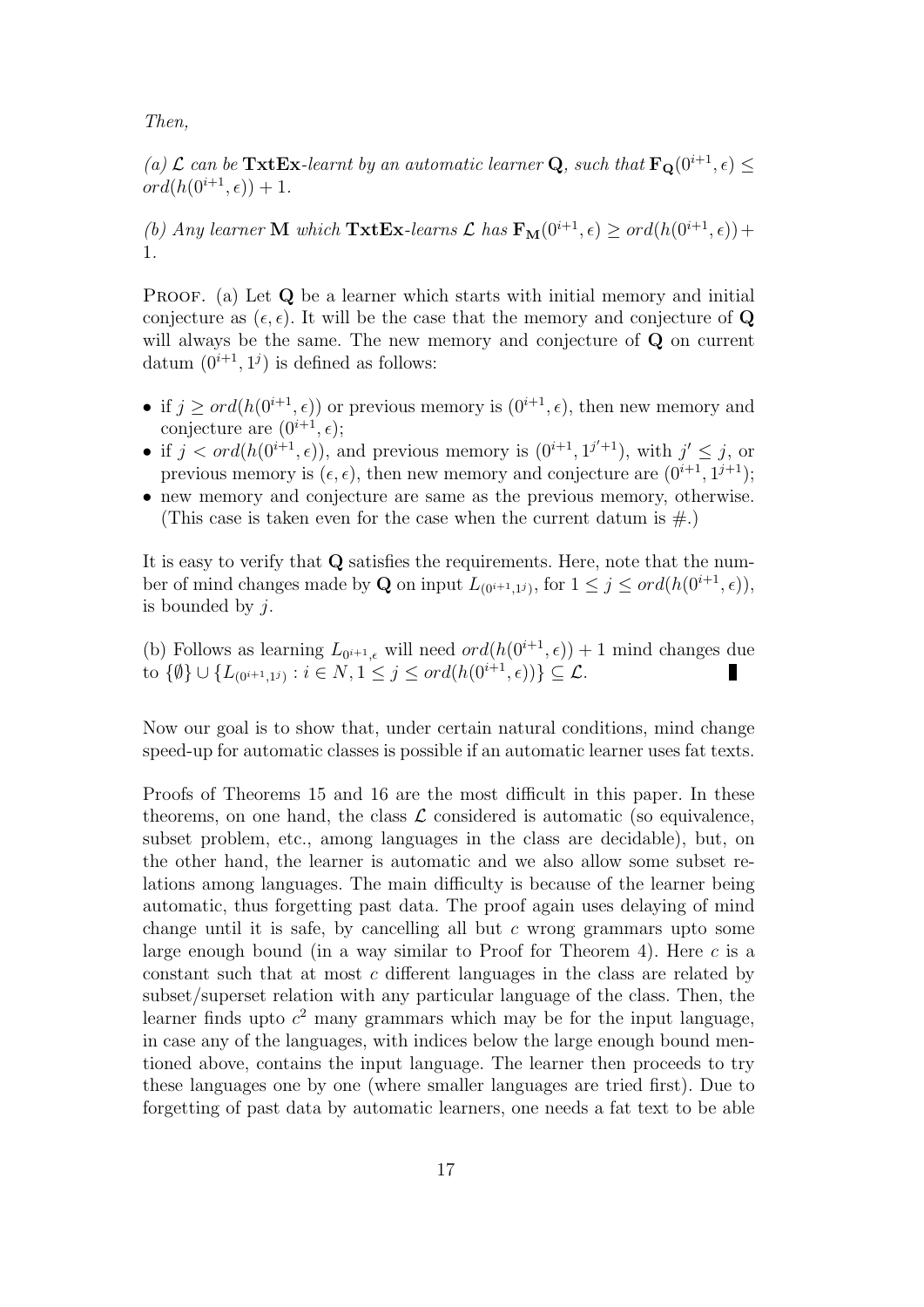*Then,*

*(a) $\mathcal{L}$ can be* **TxtEx**-*learnt by an automatic learner* **Q**, *such that* $\mathbf{F_Q}(0^{i+1}, \epsilon) \leq ord(h(0^{i+1}, \epsilon)) + 1$.

*(b) Any learner* **M** *which* **TxtEx**-*learns* $\mathcal{L}$ *has* $\mathbf{F_M}(0^{i+1}, \epsilon) \geq ord(h(0^{i+1}, \epsilon)) + 1$.

Proof. (a) Let **Q** be a learner which starts with initial memory and initial conjecture as $(\epsilon, \epsilon)$. It will be the case that the memory and conjecture of **Q** will always be the same. The new memory and conjecture of **Q** on current datum $(0^{i+1}, 1^j)$ is defined as follows:

- if $j \geq ord(h(0^{i+1}, \epsilon))$ or previous memory is $(0^{i+1}, \epsilon)$, then new memory and conjecture are $(0^{i+1}, \epsilon)$;
- if $j < ord(h(0^{i+1}, \epsilon))$, and previous memory is $(0^{i+1}, 1^{j'+1})$, with $j' \leq j$, or previous memory is $(\epsilon, \epsilon)$, then new memory and conjecture are $(0^{i+1}, 1^{j+1})$;
- new memory and conjecture are same as the previous memory, otherwise. (This case is taken even for the case when the current datum is #.)

It is easy to verify that **Q** satisfies the requirements. Here, note that the number of mind changes made by **Q** on input $L_{(0^{i+1}, 1^j)}$, for $1 \leq j \leq ord(h(0^{i+1}, \epsilon))$, is bounded by $j$.

(b) Follows as learning $L_{0^{i+1}, \epsilon}$ will need $ord(h(0^{i+1}, \epsilon)) + 1$ mind changes due to $\{\emptyset\} \cup \{L_{(0^{i+1}, 1^j)} : i \in N, 1 \leq j \leq ord(h(0^{i+1}, \epsilon))\} \subseteq \mathcal{L}$. ∎

Now our goal is to show that, under certain natural conditions, mind change speed-up for automatic classes is possible if an automatic learner uses fat texts.

Proofs of Theorems 15 and 16 are the most difficult in this paper. In these theorems, on one hand, the class $\mathcal{L}$ considered is automatic (so equivalence, subset problem, etc., among languages in the class are decidable), but, on the other hand, the learner is automatic and we also allow some subset relations among languages. The main difficulty is because of the learner being automatic, thus forgetting past data. The proof again uses delaying of mind change until it is safe, by cancelling all but $c$ wrong grammars upto some large enough bound (in a way similar to Proof for Theorem 4). Here $c$ is a constant such that at most $c$ different languages in the class are related by subset/superset relation with any particular language of the class. Then, the learner finds upto $c^2$ many grammars which may be for the input language, in case any of the languages, with indices below the large enough bound mentioned above, contains the input language. The learner then proceeds to try these languages one by one (where smaller languages are tried first). Due to forgetting of past data by automatic learners, one needs a fat text to be able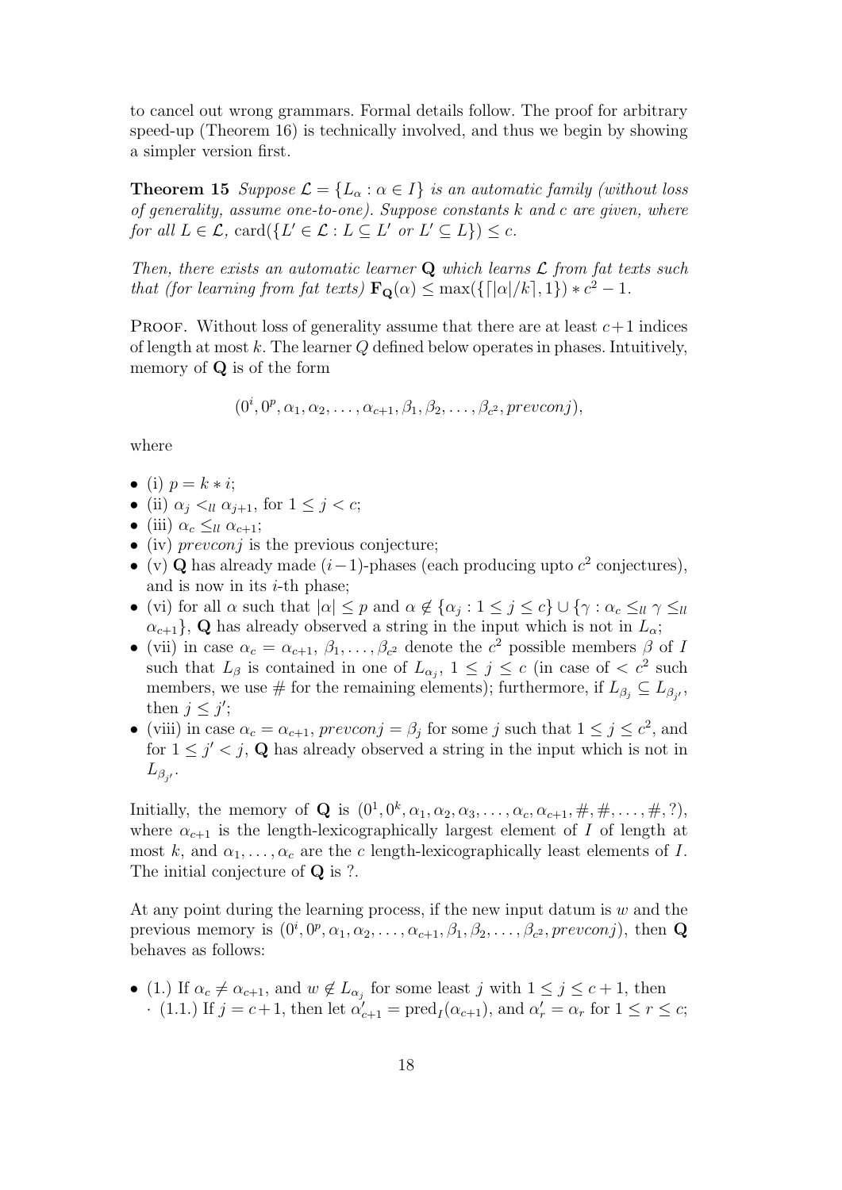to cancel out wrong grammars. Formal details follow. The proof for arbitrary speed-up (Theorem 16) is technically involved, and thus we begin by showing a simpler version first.

**Theorem 15** *Suppose $\mathcal{L} = \{L_\alpha : \alpha \in I\}$ is an automatic family (without loss of generality, assume one-to-one). Suppose constants $k$ and $c$ are given, where for all $L \in \mathcal{L}$, $\text{card}(\{L' \in \mathcal{L} : L \subseteq L' \text{ or } L' \subseteq L\}) \leq c$.*

*Then, there exists an automatic learner $\mathbf{Q}$ which learns $\mathcal{L}$ from fat texts such that (for learning from fat texts) $\mathbf{F_Q}(\alpha) \leq \max(\{\lceil |\alpha|/k \rceil, 1\}) * c^2 - 1$.*

Proof. Without loss of generality assume that there are at least $c+1$ indices of length at most $k$. The learner $Q$ defined below operates in phases. Intuitively, memory of $\mathbf{Q}$ is of the form

$$(0^i, 0^p, \alpha_1, \alpha_2, \ldots, \alpha_{c+1}, \beta_1, \beta_2, \ldots, \beta_{c^2}, prevconj),$$

where

- (i) $p = k * i$;
- (ii) $\alpha_j <_{ll} \alpha_{j+1}$, for $1 \leq j < c$;
- (iii) $\alpha_c \leq_{ll} \alpha_{c+1}$;
- (iv) $prevconj$ is the previous conjecture;
- (v) $\mathbf{Q}$ has already made $(i-1)$-phases (each producing upto $c^2$ conjectures), and is now in its $i$-th phase;
- (vi) for all $\alpha$ such that $|\alpha| \leq p$ and $\alpha \notin \{\alpha_j : 1 \leq j \leq c\} \cup \{\gamma : \alpha_c \leq_{ll} \gamma \leq_{ll} \alpha_{c+1}\}$, $\mathbf{Q}$ has already observed a string in the input which is not in $L_\alpha$;
- (vii) in case $\alpha_c = \alpha_{c+1}$, $\beta_1, \ldots, \beta_{c^2}$ denote the $c^2$ possible members $\beta$ of $I$ such that $L_\beta$ is contained in one of $L_{\alpha_j}$, $1 \leq j \leq c$ (in case of $< c^2$ such members, we use # for the remaining elements); furthermore, if $L_{\beta_j} \subseteq L_{\beta_{j'}}$, then $j \leq j'$;
- (viii) in case $\alpha_c = \alpha_{c+1}$, $prevconj = \beta_j$ for some $j$ such that $1 \leq j \leq c^2$, and for $1 \leq j' < j$, $\mathbf{Q}$ has already observed a string in the input which is not in $L_{\beta_{j'}}$.

Initially, the memory of $\mathbf{Q}$ is $(0^1, 0^k, \alpha_1, \alpha_2, \alpha_3, \ldots, \alpha_c, \alpha_{c+1}, \#, \#, \ldots, \#, ?)$, where $\alpha_{c+1}$ is the length-lexicographically largest element of $I$ of length at most $k$, and $\alpha_1, \ldots, \alpha_c$ are the $c$ length-lexicographically least elements of $I$. The initial conjecture of $\mathbf{Q}$ is ?.

At any point during the learning process, if the new input datum is $w$ and the previous memory is $(0^i, 0^p, \alpha_1, \alpha_2, \ldots, \alpha_{c+1}, \beta_1, \beta_2, \ldots, \beta_{c^2}, prevconj)$, then $\mathbf{Q}$ behaves as follows:

- (1.) If $\alpha_c \neq \alpha_{c+1}$, and $w \notin L_{\alpha_j}$ for some least $j$ with $1 \leq j \leq c+1$, then
  - (1.1.) If $j = c+1$, then let $\alpha'_{c+1} = \text{pred}_I(\alpha_{c+1})$, and $\alpha'_r = \alpha_r$ for $1 \leq r \leq c$;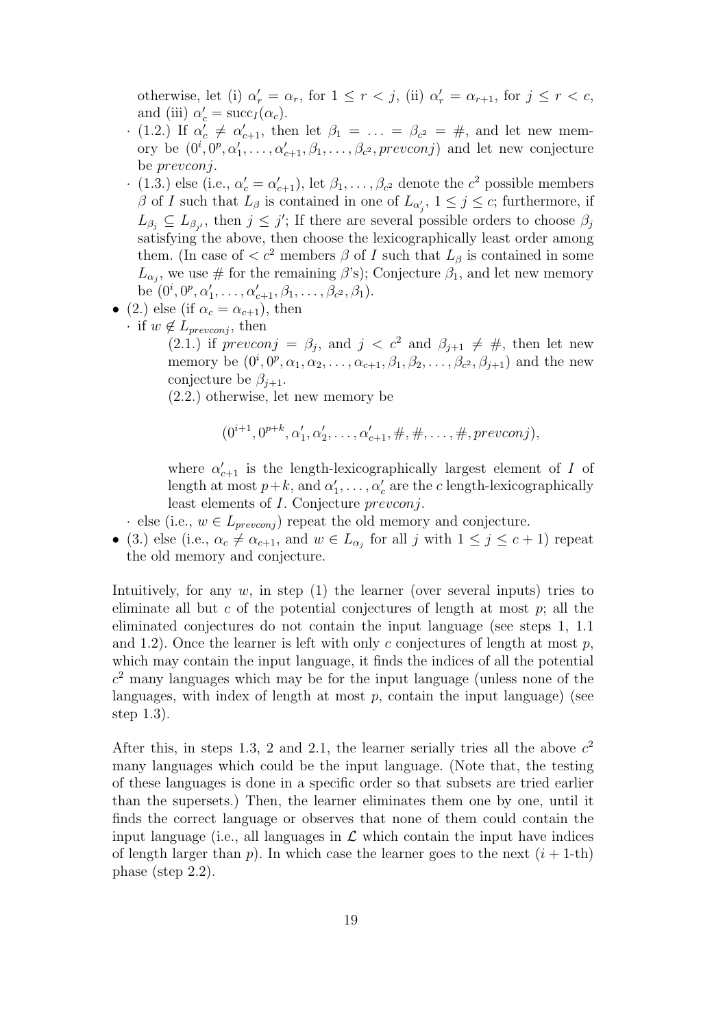otherwise, let (i) $\alpha'_r = \alpha_r$, for $1 \leq r < j$, (ii) $\alpha'_r = \alpha_{r+1}$, for $j \leq r < c$, and (iii) $\alpha'_c = \text{succ}_I(\alpha_c)$.

- (1.2.) If $\alpha'_c \neq \alpha'_{c+1}$, then let $\beta_1 = \ldots = \beta_{c^2} = \#$, and let new memory be $(0^i, 0^p, \alpha'_1, \ldots, \alpha'_{c+1}, \beta_1, \ldots, \beta_{c^2}, prevconj)$ and let new conjecture be $prevconj$.
- (1.3.) else (i.e., $\alpha'_c = \alpha'_{c+1}$), let $\beta_1, \ldots, \beta_{c^2}$ denote the $c^2$ possible members $\beta$ of $I$ such that $L_\beta$ is contained in one of $L_{\alpha'_j}$, $1 \leq j \leq c$; furthermore, if $L_{\beta_j} \subseteq L_{\beta_{j'}}$, then $j \leq j'$; If there are several possible orders to choose $\beta_j$ satisfying the above, then choose the lexicographically least order among them. (In case of $< c^2$ members $\beta$ of $I$ such that $L_\beta$ is contained in some $L_{\alpha_j}$, we use $\#$ for the remaining $\beta$'s); Conjecture $\beta_1$, and let new memory be $(0^i, 0^p, \alpha'_1, \ldots, \alpha'_{c+1}, \beta_1, \ldots, \beta_{c^2}, \beta_1)$.

- (2.) else (if $\alpha_c = \alpha_{c+1}$), then
  - if $w \notin L_{prevconj}$, then

    (2.1.) if $prevconj = \beta_j$, and $j < c^2$ and $\beta_{j+1} \neq \#$, then let new memory be $(0^i, 0^p, \alpha_1, \alpha_2, \ldots, \alpha_{c+1}, \beta_1, \beta_2, \ldots, \beta_{c^2}, \beta_{j+1})$ and the new conjecture be $\beta_{j+1}$.

    (2.2.) otherwise, let new memory be

    $$(0^{i+1}, 0^{p+k}, \alpha'_1, \alpha'_2, \ldots, \alpha'_{c+1}, \#, \#, \ldots, \#, prevconj),$$

    where $\alpha'_{c+1}$ is the length-lexicographically largest element of $I$ of length at most $p+k$, and $\alpha'_1, \ldots, \alpha'_c$ are the $c$ length-lexicographically least elements of $I$. Conjecture $prevconj$.
  - else (i.e., $w \in L_{prevconj}$) repeat the old memory and conjecture.
- (3.) else (i.e., $\alpha_c \neq \alpha_{c+1}$, and $w \in L_{\alpha_j}$ for all $j$ with $1 \leq j \leq c+1$) repeat the old memory and conjecture.

Intuitively, for any $w$, in step (1) the learner (over several inputs) tries to eliminate all but $c$ of the potential conjectures of length at most $p$; all the eliminated conjectures do not contain the input language (see steps 1, 1.1 and 1.2). Once the learner is left with only $c$ conjectures of length at most $p$, which may contain the input language, it finds the indices of all the potential $c^2$ many languages which may be for the input language (unless none of the languages, with index of length at most $p$, contain the input language) (see step 1.3).

After this, in steps 1.3, 2 and 2.1, the learner serially tries all the above $c^2$ many languages which could be the input language. (Note that, the testing of these languages is done in a specific order so that subsets are tried earlier than the supersets.) Then, the learner eliminates them one by one, until it finds the correct language or observes that none of them could contain the input language (i.e., all languages in $\mathcal{L}$ which contain the input have indices of length larger than $p$). In which case the learner goes to the next ($i+1$-th) phase (step 2.2).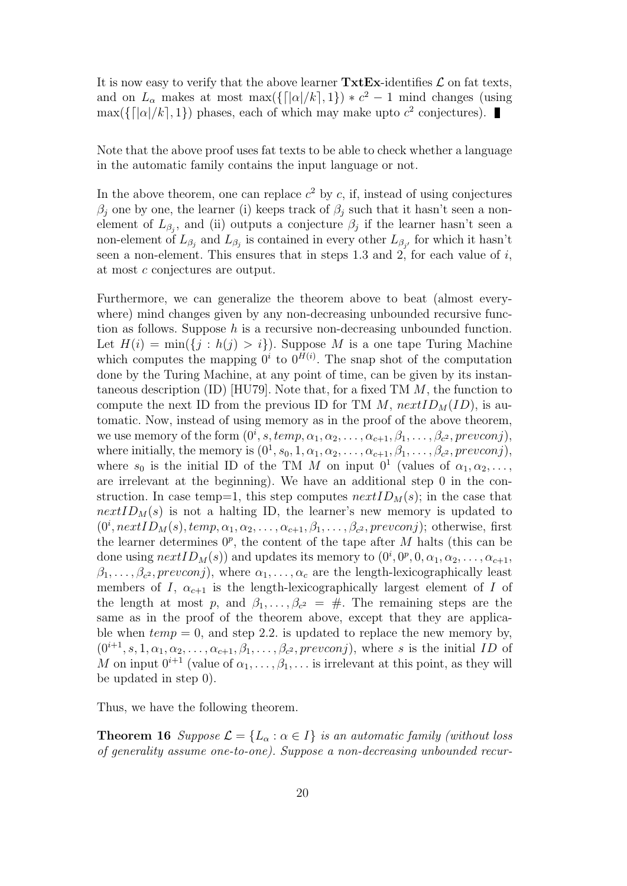It is now easy to verify that the above learner **TxtEx**-identifies $\mathcal{L}$ on fat texts, and on $L_\alpha$ makes at most $\max(\{\lceil |\alpha|/k \rceil, 1\}) * c^2 - 1$ mind changes (using $\max(\{\lceil |\alpha|/k \rceil, 1\})$ phases, each of which may make upto $c^2$ conjectures). ∎

Note that the above proof uses fat texts to be able to check whether a language in the automatic family contains the input language or not.

In the above theorem, one can replace $c^2$ by $c$, if, instead of using conjectures $\beta_j$ one by one, the learner (i) keeps track of $\beta_j$ such that it hasn't seen a non-element of $L_{\beta_j}$, and (ii) outputs a conjecture $\beta_j$ if the learner hasn't seen a non-element of $L_{\beta_j}$ and $L_{\beta_j}$ is contained in every other $L_{\beta_{j'}}$ for which it hasn't seen a non-element. This ensures that in steps 1.3 and 2, for each value of $i$, at most $c$ conjectures are output.

Furthermore, we can generalize the theorem above to beat (almost everywhere) mind changes given by any non-decreasing unbounded recursive function as follows. Suppose $h$ is a recursive non-decreasing unbounded function. Let $H(i) = \min(\{j : h(j) > i\})$. Suppose $M$ is a one tape Turing Machine which computes the mapping $0^i$ to $0^{H(i)}$. The snap shot of the computation done by the Turing Machine, at any point of time, can be given by its instantaneous description (ID) [HU79]. Note that, for a fixed TM $M$, the function to compute the next ID from the previous ID for TM $M$, $nextID_M(ID)$, is automatic. Now, instead of using memory as in the proof of the above theorem, we use memory of the form $(0^i, s, temp, \alpha_1, \alpha_2, \ldots, \alpha_{c+1}, \beta_1, \ldots, \beta_{c^2}, prevconj)$, where initially, the memory is $(0^1, s_0, 1, \alpha_1, \alpha_2, \ldots, \alpha_{c+1}, \beta_1, \ldots, \beta_{c^2}, prevconj)$, where $s_0$ is the initial ID of the TM $M$ on input $0^1$ (values of $\alpha_1, \alpha_2, \ldots,$ are irrelevant at the beginning). We have an additional step 0 in the construction. In case temp=1, this step computes $nextID_M(s)$; in the case that $nextID_M(s)$ is not a halting ID, the learner's new memory is updated to $(0^i, nextID_M(s), temp, \alpha_1, \alpha_2, \ldots, \alpha_{c+1}, \beta_1, \ldots, \beta_{c^2}, prevconj)$; otherwise, first the learner determines $0^p$, the content of the tape after $M$ halts (this can be done using $nextID_M(s)$) and updates its memory to $(0^i, 0^p, 0, \alpha_1, \alpha_2, \ldots, \alpha_{c+1}, \beta_1, \ldots, \beta_{c^2}, prevconj)$, where $\alpha_1, \ldots, \alpha_c$ are the length-lexicographically least members of $I$, $\alpha_{c+1}$ is the length-lexicographically largest element of $I$ of the length at most $p$, and $\beta_1, \ldots, \beta_{c^2} = \#$. The remaining steps are the same as in the proof of the theorem above, except that they are applicable when $temp = 0$, and step 2.2. is updated to replace the new memory by, $(0^{i+1}, s, 1, \alpha_1, \alpha_2, \ldots, \alpha_{c+1}, \beta_1, \ldots, \beta_{c^2}, prevconj)$, where $s$ is the initial $ID$ of $M$ on input $0^{i+1}$ (value of $\alpha_1, \ldots, \beta_1, \ldots$ is irrelevant at this point, as they will be updated in step 0).

Thus, we have the following theorem.

**Theorem 16** *Suppose $\mathcal{L} = \{L_\alpha : \alpha \in I\}$ is an automatic family (without loss of generality assume one-to-one). Suppose a non-decreasing unbounded recur-*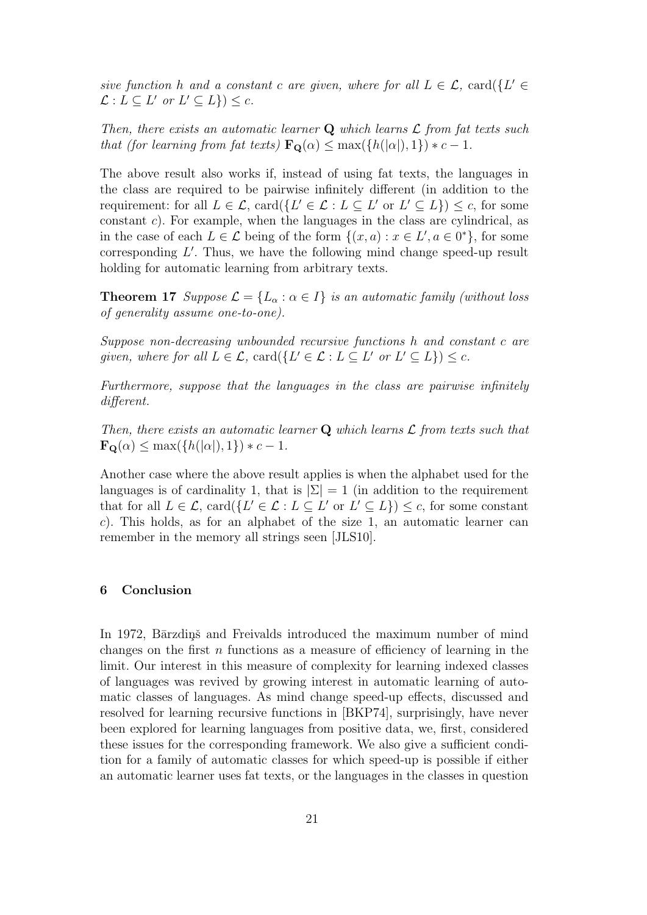*sive function $h$ and a constant $c$ are given, where for all $L \in \mathcal{L}$, $\text{card}(\{L' \in \mathcal{L} : L \subseteq L'$ or $L' \subseteq L\}) \leq c$.*

*Then, there exists an automatic learner $\mathbf{Q}$ which learns $\mathcal{L}$ from fat texts such that (for learning from fat texts) $\mathbf{F_Q}(\alpha) \leq \max(\{h(|\alpha|), 1\}) * c - 1$.*

The above result also works if, instead of using fat texts, the languages in the class are required to be pairwise infinitely different (in addition to the requirement: for all $L \in \mathcal{L}$, $\text{card}(\{L' \in \mathcal{L} : L \subseteq L'$ or $L' \subseteq L\}) \leq c$, for some constant $c$). For example, when the languages in the class are cylindrical, as in the case of each $L \in \mathcal{L}$ being of the form $\{(x, a) : x \in L', a \in 0^*\}$, for some corresponding $L'$. Thus, we have the following mind change speed-up result holding for automatic learning from arbitrary texts.

**Theorem 17** *Suppose $\mathcal{L} = \{L_\alpha : \alpha \in I\}$ is an automatic family (without loss of generality assume one-to-one).*

*Suppose non-decreasing unbounded recursive functions $h$ and constant $c$ are given, where for all $L \in \mathcal{L}$, $\text{card}(\{L' \in \mathcal{L} : L \subseteq L'$ or $L' \subseteq L\}) \leq c$.*

*Furthermore, suppose that the languages in the class are pairwise infinitely different.*

*Then, there exists an automatic learner $\mathbf{Q}$ which learns $\mathcal{L}$ from texts such that $\mathbf{F_Q}(\alpha) \leq \max(\{h(|\alpha|), 1\}) * c - 1$.*

Another case where the above result applies is when the alphabet used for the languages is of cardinality 1, that is $|\Sigma| = 1$ (in addition to the requirement that for all $L \in \mathcal{L}$, $\text{card}(\{L' \in \mathcal{L} : L \subseteq L'$ or $L' \subseteq L\}) \leq c$, for some constant $c$). This holds, as for an alphabet of the size 1, an automatic learner can remember in the memory all strings seen [JLS10].

## 6 Conclusion

In 1972, Bārzdiņš and Freivalds introduced the maximum number of mind changes on the first $n$ functions as a measure of efficiency of learning in the limit. Our interest in this measure of complexity for learning indexed classes of languages was revived by growing interest in automatic learning of automatic classes of languages. As mind change speed-up effects, discussed and resolved for learning recursive functions in [BKP74], surprisingly, have never been explored for learning languages from positive data, we, first, considered these issues for the corresponding framework. We also give a sufficient condition for a family of automatic classes for which speed-up is possible if either an automatic learner uses fat texts, or the languages in the classes in question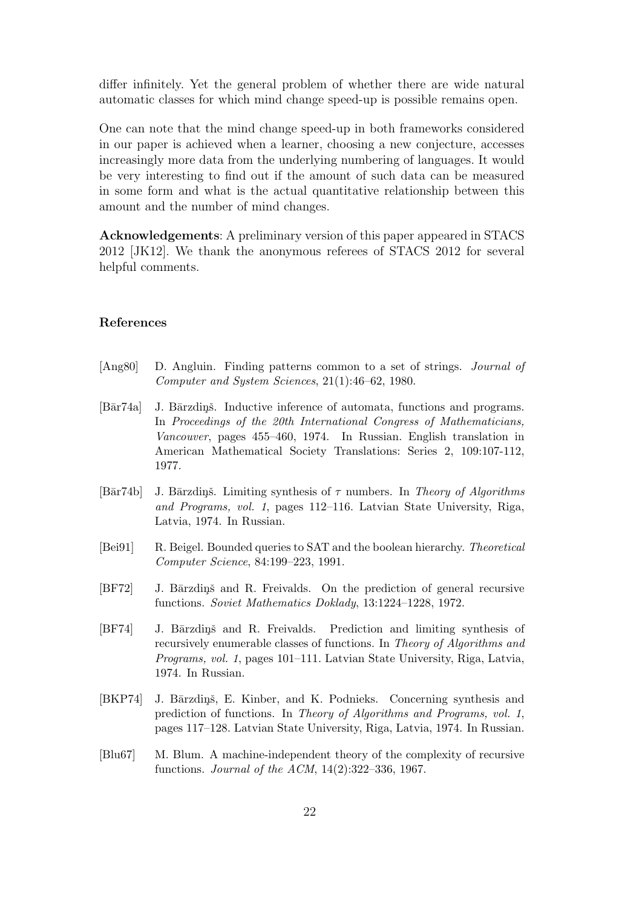differ infinitely. Yet the general problem of whether there are wide natural automatic classes for which mind change speed-up is possible remains open.

One can note that the mind change speed-up in both frameworks considered in our paper is achieved when a learner, choosing a new conjecture, accesses increasingly more data from the underlying numbering of languages. It would be very interesting to find out if the amount of such data can be measured in some form and what is the actual quantitative relationship between this amount and the number of mind changes.

**Acknowledgements**: A preliminary version of this paper appeared in STACS 2012 [JK12]. We thank the anonymous referees of STACS 2012 for several helpful comments.

## References

[Ang80] D. Angluin. Finding patterns common to a set of strings. *Journal of Computer and System Sciences*, 21(1):46–62, 1980.

[Bār74a] J. Bārzdiņš. Inductive inference of automata, functions and programs. In *Proceedings of the 20th International Congress of Mathematicians, Vancouver*, pages 455–460, 1974. In Russian. English translation in American Mathematical Society Translations: Series 2, 109:107-112, 1977.

[Bār74b] J. Bārzdiņš. Limiting synthesis of $\tau$ numbers. In *Theory of Algorithms and Programs, vol. 1*, pages 112–116. Latvian State University, Riga, Latvia, 1974. In Russian.

[Bei91] R. Beigel. Bounded queries to SAT and the boolean hierarchy. *Theoretical Computer Science*, 84:199–223, 1991.

[BF72] J. Bārzdiņš and R. Freivalds. On the prediction of general recursive functions. *Soviet Mathematics Doklady*, 13:1224–1228, 1972.

[BF74] J. Bārzdiņš and R. Freivalds. Prediction and limiting synthesis of recursively enumerable classes of functions. In *Theory of Algorithms and Programs, vol. 1*, pages 101–111. Latvian State University, Riga, Latvia, 1974. In Russian.

[BKP74] J. Bārzdiņš, E. Kinber, and K. Podnieks. Concerning synthesis and prediction of functions. In *Theory of Algorithms and Programs, vol. 1*, pages 117–128. Latvian State University, Riga, Latvia, 1974. In Russian.

[Blu67] M. Blum. A machine-independent theory of the complexity of recursive functions. *Journal of the ACM*, 14(2):322–336, 1967.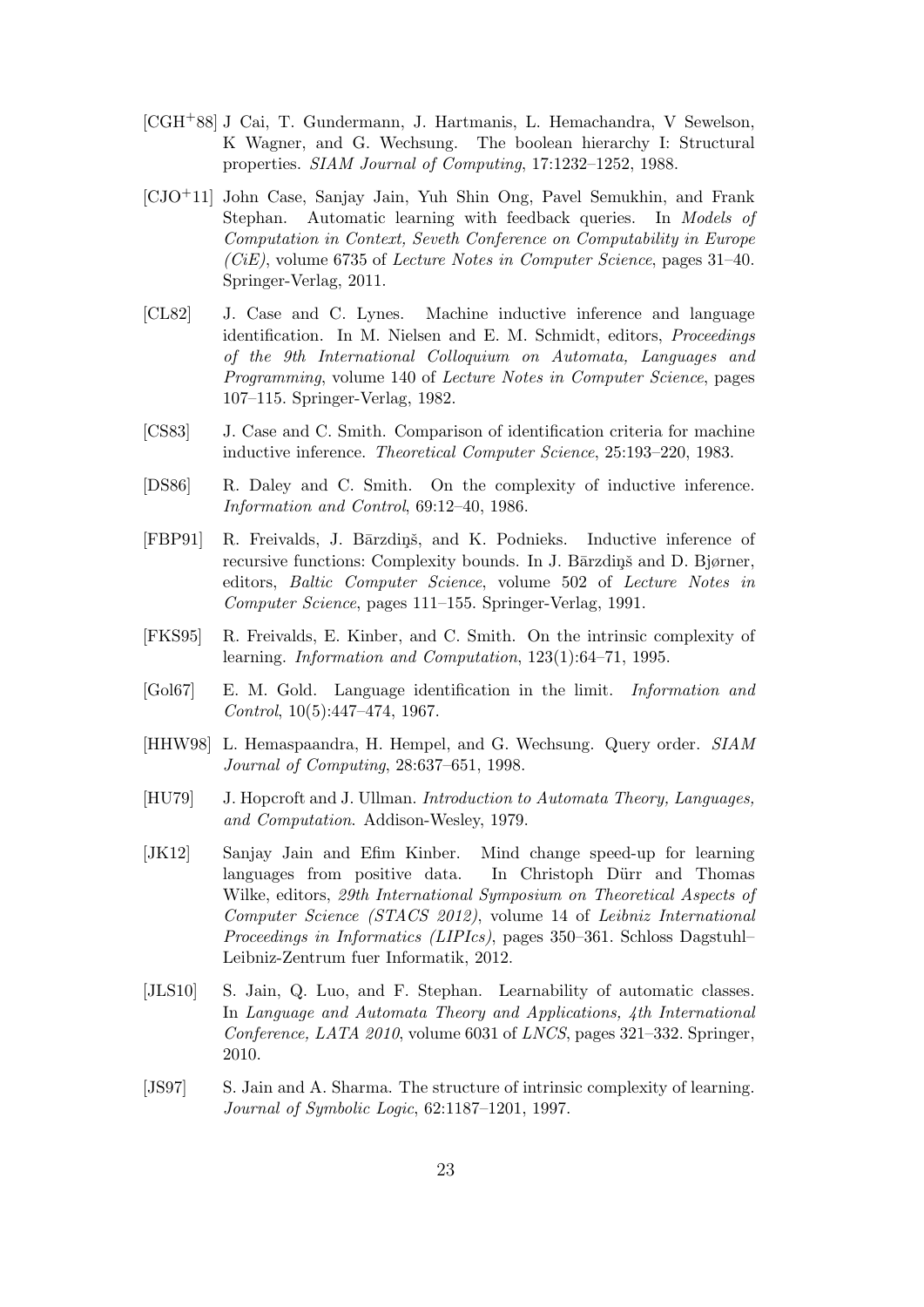[CGH+88] J Cai, T. Gundermann, J. Hartmanis, L. Hemachandra, V Sewelson, K Wagner, and G. Wechsung. The boolean hierarchy I: Structural properties. *SIAM Journal of Computing*, 17:1232–1252, 1988.

[CJO+11] John Case, Sanjay Jain, Yuh Shin Ong, Pavel Semukhin, and Frank Stephan. Automatic learning with feedback queries. In *Models of Computation in Context, Seveth Conference on Computability in Europe (CiE)*, volume 6735 of *Lecture Notes in Computer Science*, pages 31–40. Springer-Verlag, 2011.

[CL82] J. Case and C. Lynes. Machine inductive inference and language identification. In M. Nielsen and E. M. Schmidt, editors, *Proceedings of the 9th International Colloquium on Automata, Languages and Programming*, volume 140 of *Lecture Notes in Computer Science*, pages 107–115. Springer-Verlag, 1982.

[CS83] J. Case and C. Smith. Comparison of identification criteria for machine inductive inference. *Theoretical Computer Science*, 25:193–220, 1983.

[DS86] R. Daley and C. Smith. On the complexity of inductive inference. *Information and Control*, 69:12–40, 1986.

[FBP91] R. Freivalds, J. Bārzdiņš, and K. Podnieks. Inductive inference of recursive functions: Complexity bounds. In J. Bārzdiņš and D. Bjørner, editors, *Baltic Computer Science*, volume 502 of *Lecture Notes in Computer Science*, pages 111–155. Springer-Verlag, 1991.

[FKS95] R. Freivalds, E. Kinber, and C. Smith. On the intrinsic complexity of learning. *Information and Computation*, 123(1):64–71, 1995.

[Gol67] E. M. Gold. Language identification in the limit. *Information and Control*, 10(5):447–474, 1967.

[HHW98] L. Hemaspaandra, H. Hempel, and G. Wechsung. Query order. *SIAM Journal of Computing*, 28:637–651, 1998.

[HU79] J. Hopcroft and J. Ullman. *Introduction to Automata Theory, Languages, and Computation*. Addison-Wesley, 1979.

[JK12] Sanjay Jain and Efim Kinber. Mind change speed-up for learning languages from positive data. In Christoph Dürr and Thomas Wilke, editors, *29th International Symposium on Theoretical Aspects of Computer Science (STACS 2012)*, volume 14 of *Leibniz International Proceedings in Informatics (LIPIcs)*, pages 350–361. Schloss Dagstuhl–Leibniz-Zentrum fuer Informatik, 2012.

[JLS10] S. Jain, Q. Luo, and F. Stephan. Learnability of automatic classes. In *Language and Automata Theory and Applications, 4th International Conference, LATA 2010*, volume 6031 of *LNCS*, pages 321–332. Springer, 2010.

[JS97] S. Jain and A. Sharma. The structure of intrinsic complexity of learning. *Journal of Symbolic Logic*, 62:1187–1201, 1997.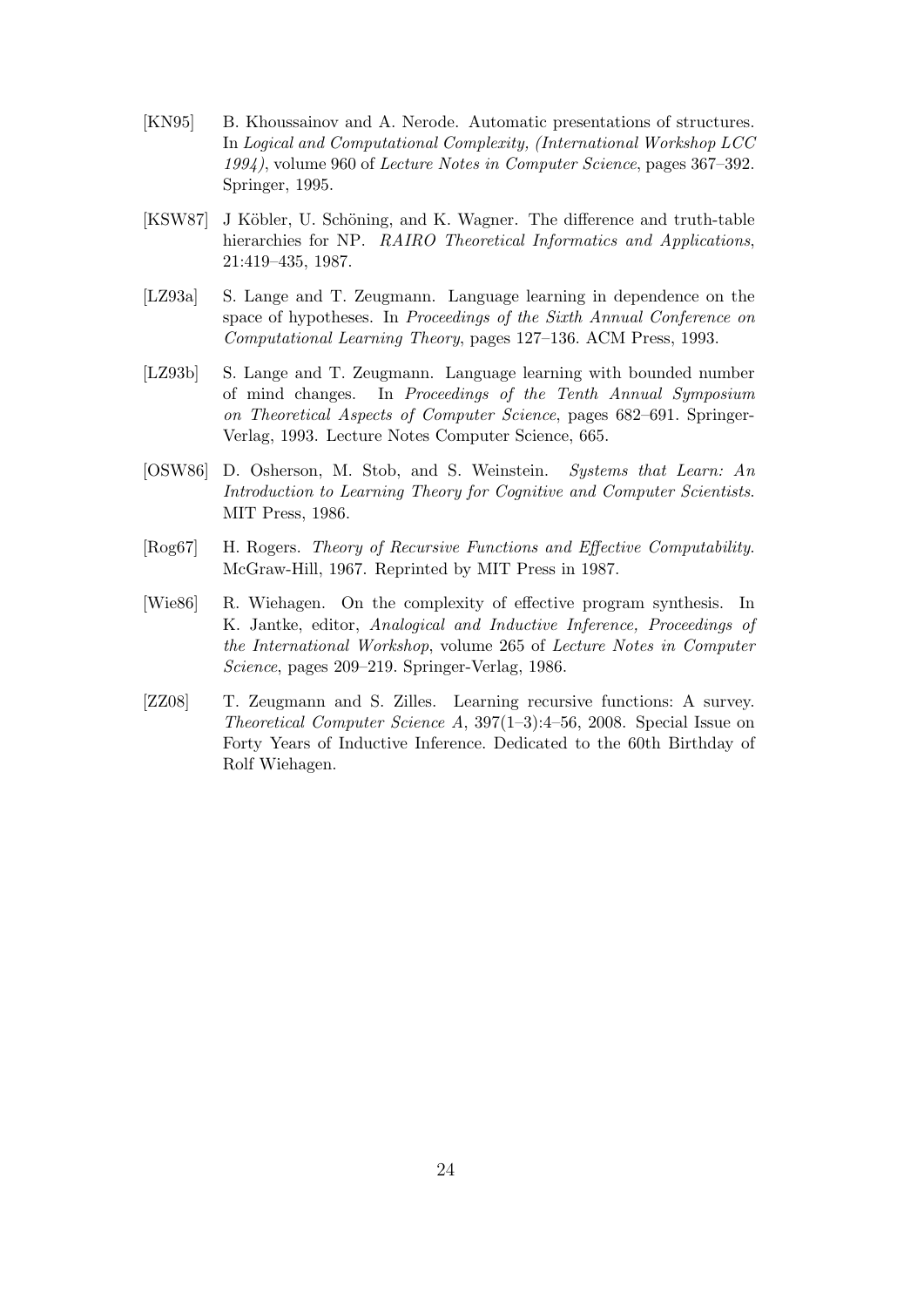[KN95] B. Khoussainov and A. Nerode. Automatic presentations of structures. In *Logical and Computational Complexity, (International Workshop LCC 1994)*, volume 960 of *Lecture Notes in Computer Science*, pages 367–392. Springer, 1995.

[KSW87] J Köbler, U. Schöning, and K. Wagner. The difference and truth-table hierarchies for NP. *RAIRO Theoretical Informatics and Applications*, 21:419–435, 1987.

[LZ93a] S. Lange and T. Zeugmann. Language learning in dependence on the space of hypotheses. In *Proceedings of the Sixth Annual Conference on Computational Learning Theory*, pages 127–136. ACM Press, 1993.

[LZ93b] S. Lange and T. Zeugmann. Language learning with bounded number of mind changes. In *Proceedings of the Tenth Annual Symposium on Theoretical Aspects of Computer Science*, pages 682–691. Springer-Verlag, 1993. Lecture Notes Computer Science, 665.

[OSW86] D. Osherson, M. Stob, and S. Weinstein. *Systems that Learn: An Introduction to Learning Theory for Cognitive and Computer Scientists*. MIT Press, 1986.

[Rog67] H. Rogers. *Theory of Recursive Functions and Effective Computability*. McGraw-Hill, 1967. Reprinted by MIT Press in 1987.

[Wie86] R. Wiehagen. On the complexity of effective program synthesis. In K. Jantke, editor, *Analogical and Inductive Inference, Proceedings of the International Workshop*, volume 265 of *Lecture Notes in Computer Science*, pages 209–219. Springer-Verlag, 1986.

[ZZ08] T. Zeugmann and S. Zilles. Learning recursive functions: A survey. *Theoretical Computer Science A*, 397(1–3):4–56, 2008. Special Issue on Forty Years of Inductive Inference. Dedicated to the 60th Birthday of Rolf Wiehagen.